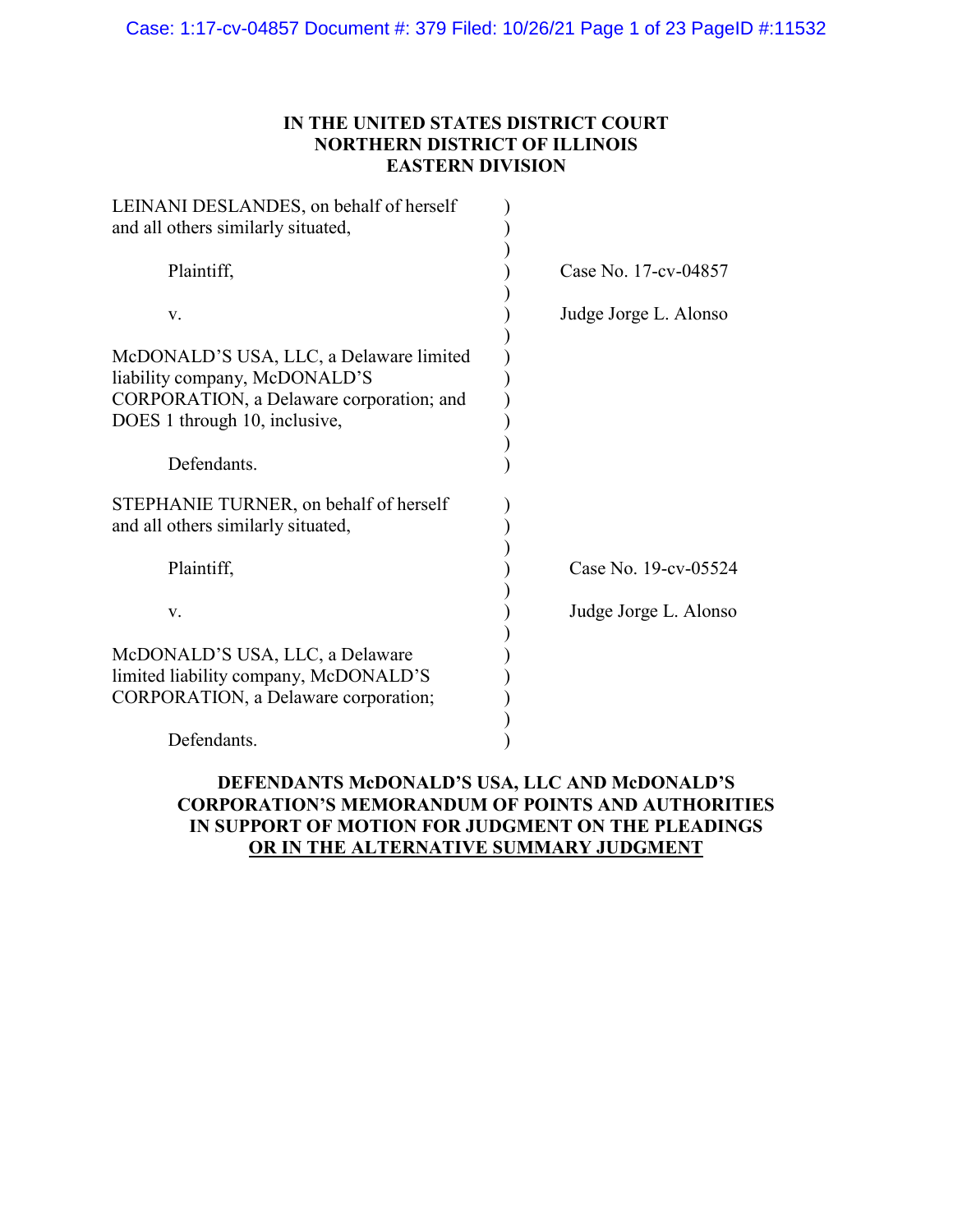# IN THE UNITED STATES DISTRICT COURT
# NORTHERN DISTRICT OF ILLINOIS
# EASTERN DIVISION

LEINANI DESLANDES, on behalf of herself and all others similarly situated,

Plaintiff,

v.

McDONALD'S USA, LLC, a Delaware limited liability company, McDONALD'S CORPORATION, a Delaware corporation; and DOES 1 through 10, inclusive,

Defendants.

Case No. 17-cv-04857

Judge Jorge L. Alonso

STEPHANIE TURNER, on behalf of herself and all others similarly situated,

Plaintiff,

v.

McDONALD'S USA, LLC, a Delaware limited liability company, McDONALD'S CORPORATION, a Delaware corporation;

Defendants.

Case No. 19-cv-05524

Judge Jorge L. Alonso

**DEFENDANTS McDONALD'S USA, LLC AND McDONALD'S CORPORATION'S MEMORANDUM OF POINTS AND AUTHORITIES IN SUPPORT OF MOTION FOR JUDGMENT ON THE PLEADINGS <u>OR IN THE ALTERNATIVE SUMMARY JUDGMENT</u>**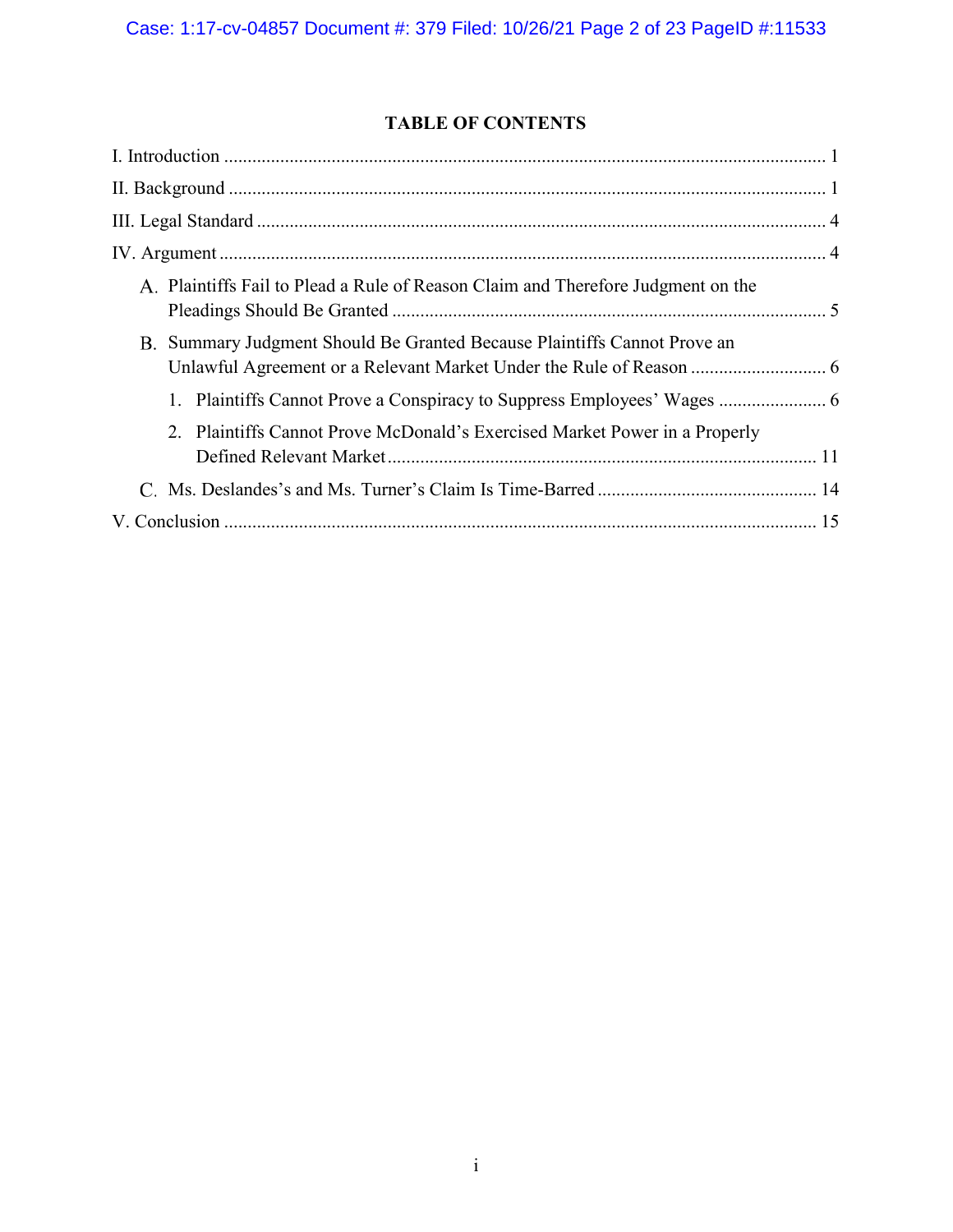## TABLE OF CONTENTS

I. Introduction ..... 1

II. Background ..... 1

III. Legal Standard ..... 4

IV. Argument ..... 4

- A. Plaintiffs Fail to Plead a Rule of Reason Claim and Therefore Judgment on the Pleadings Should Be Granted ..... 5
- B. Summary Judgment Should Be Granted Because Plaintiffs Cannot Prove an Unlawful Agreement or a Relevant Market Under the Rule of Reason ..... 6
  1. Plaintiffs Cannot Prove a Conspiracy to Suppress Employees' Wages ..... 6
  2. Plaintiffs Cannot Prove McDonald's Exercised Market Power in a Properly Defined Relevant Market ..... 11
- C. Ms. Deslandes's and Ms. Turner's Claim Is Time-Barred ..... 14

V. Conclusion ..... 15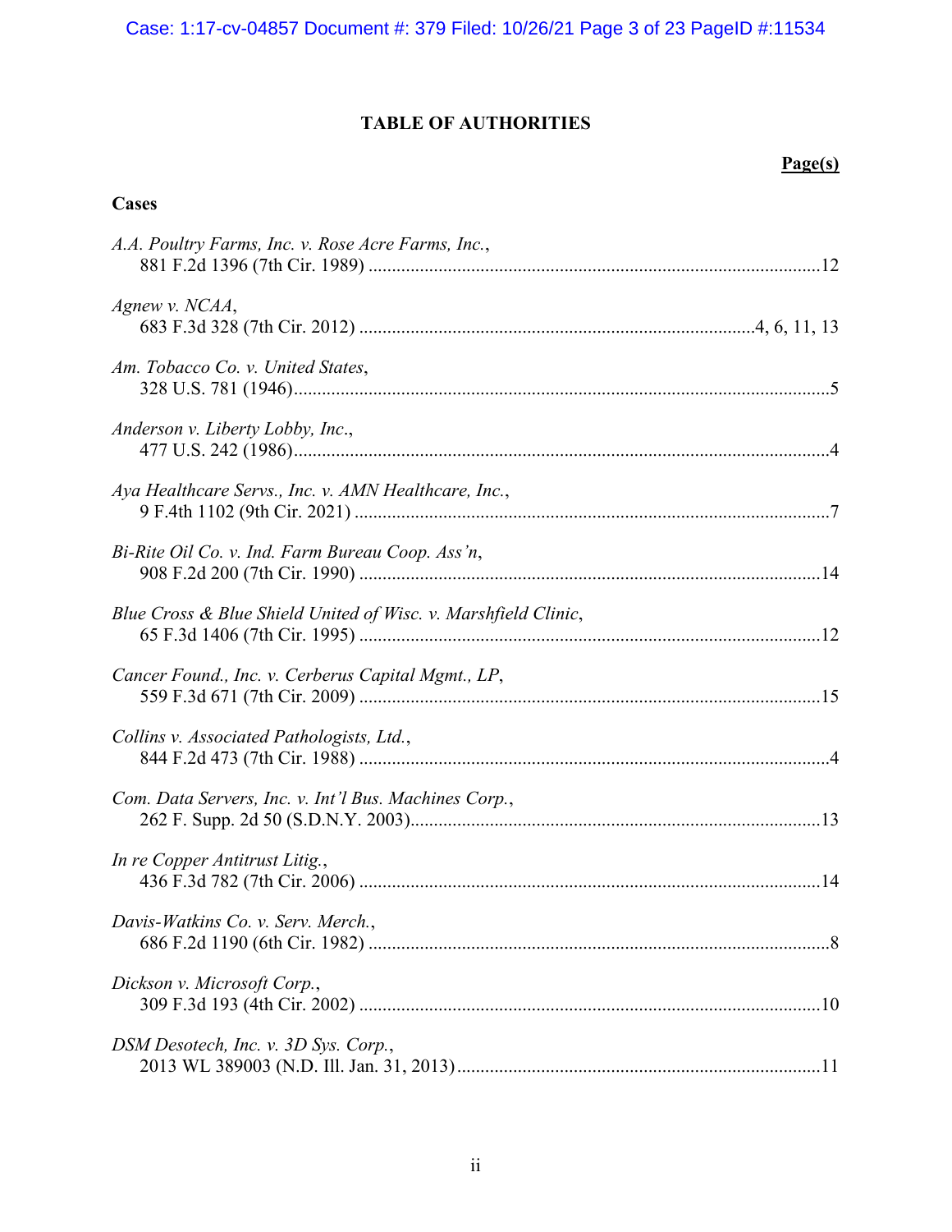# TABLE OF AUTHORITIES

**Page(s)**

## Cases

*A.A. Poultry Farms, Inc. v. Rose Acre Farms, Inc.*,
881 F.2d 1396 (7th Cir. 1989) ....................12

*Agnew v. NCAA*,
683 F.3d 328 (7th Cir. 2012) ....................4, 6, 11, 13

*Am. Tobacco Co. v. United States*,
328 U.S. 781 (1946) ....................5

*Anderson v. Liberty Lobby, Inc.*,
477 U.S. 242 (1986) ....................4

*Aya Healthcare Servs., Inc. v. AMN Healthcare, Inc.*,
9 F.4th 1102 (9th Cir. 2021) ....................7

*Bi-Rite Oil Co. v. Ind. Farm Bureau Coop. Ass'n*,
908 F.2d 200 (7th Cir. 1990) ....................14

*Blue Cross & Blue Shield United of Wisc. v. Marshfield Clinic*,
65 F.3d 1406 (7th Cir. 1995) ....................12

*Cancer Found., Inc. v. Cerberus Capital Mgmt., LP*,
559 F.3d 671 (7th Cir. 2009) ....................15

*Collins v. Associated Pathologists, Ltd.*,
844 F.2d 473 (7th Cir. 1988) ....................4

*Com. Data Servers, Inc. v. Int'l Bus. Machines Corp.*,
262 F. Supp. 2d 50 (S.D.N.Y. 2003) ....................13

*In re Copper Antitrust Litig.*,
436 F.3d 782 (7th Cir. 2006) ....................14

*Davis-Watkins Co. v. Serv. Merch.*,
686 F.2d 1190 (6th Cir. 1982) ....................8

*Dickson v. Microsoft Corp.*,
309 F.3d 193 (4th Cir. 2002) ....................10

*DSM Desotech, Inc. v. 3D Sys. Corp.*,
2013 WL 389003 (N.D. Ill. Jan. 31, 2013) ....................11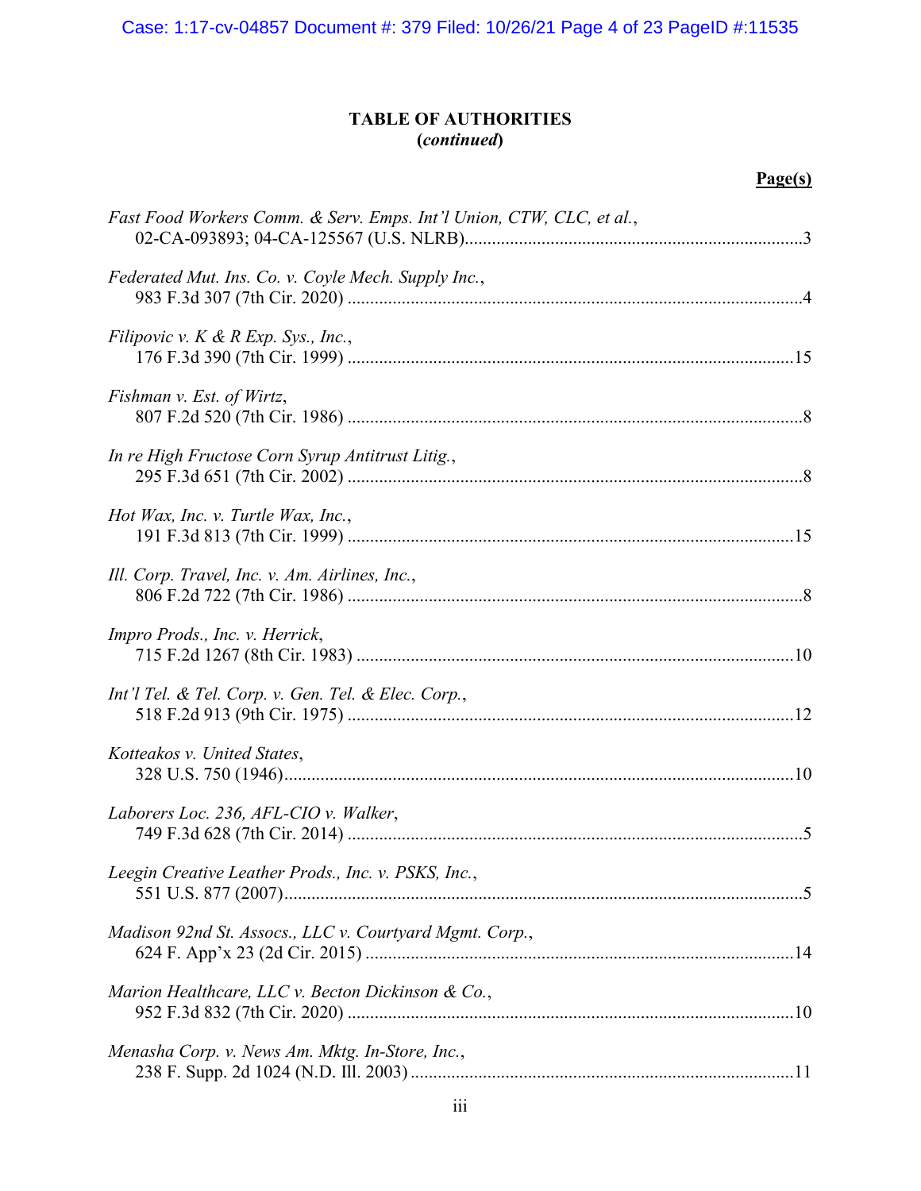## TABLE OF AUTHORITIES
**(*continued*)**

**Page(s)**

*Fast Food Workers Comm. & Serv. Emps. Int'l Union, CTW, CLC, et al.*, 02-CA-093893; 04-CA-125567 (U.S. NLRB)....................3

*Federated Mut. Ins. Co. v. Coyle Mech. Supply Inc.*, 983 F.3d 307 (7th Cir. 2020)....................4

*Filipovic v. K & R Exp. Sys., Inc.*, 176 F.3d 390 (7th Cir. 1999)....................15

*Fishman v. Est. of Wirtz*, 807 F.2d 520 (7th Cir. 1986)....................8

*In re High Fructose Corn Syrup Antitrust Litig.*, 295 F.3d 651 (7th Cir. 2002)....................8

*Hot Wax, Inc. v. Turtle Wax, Inc.*, 191 F.3d 813 (7th Cir. 1999)....................15

*Ill. Corp. Travel, Inc. v. Am. Airlines, Inc.*, 806 F.2d 722 (7th Cir. 1986)....................8

*Impro Prods., Inc. v. Herrick*, 715 F.2d 1267 (8th Cir. 1983)....................10

*Int'l Tel. & Tel. Corp. v. Gen. Tel. & Elec. Corp.*, 518 F.2d 913 (9th Cir. 1975)....................12

*Kotteakos v. United States*, 328 U.S. 750 (1946)....................10

*Laborers Loc. 236, AFL-CIO v. Walker*, 749 F.3d 628 (7th Cir. 2014)....................5

*Leegin Creative Leather Prods., Inc. v. PSKS, Inc.*, 551 U.S. 877 (2007)....................5

*Madison 92nd St. Assocs., LLC v. Courtyard Mgmt. Corp.*, 624 F. App'x 23 (2d Cir. 2015)....................14

*Marion Healthcare, LLC v. Becton Dickinson & Co.*, 952 F.3d 832 (7th Cir. 2020)....................10

*Menasha Corp. v. News Am. Mktg. In-Store, Inc.*, 238 F. Supp. 2d 1024 (N.D. Ill. 2003)....................11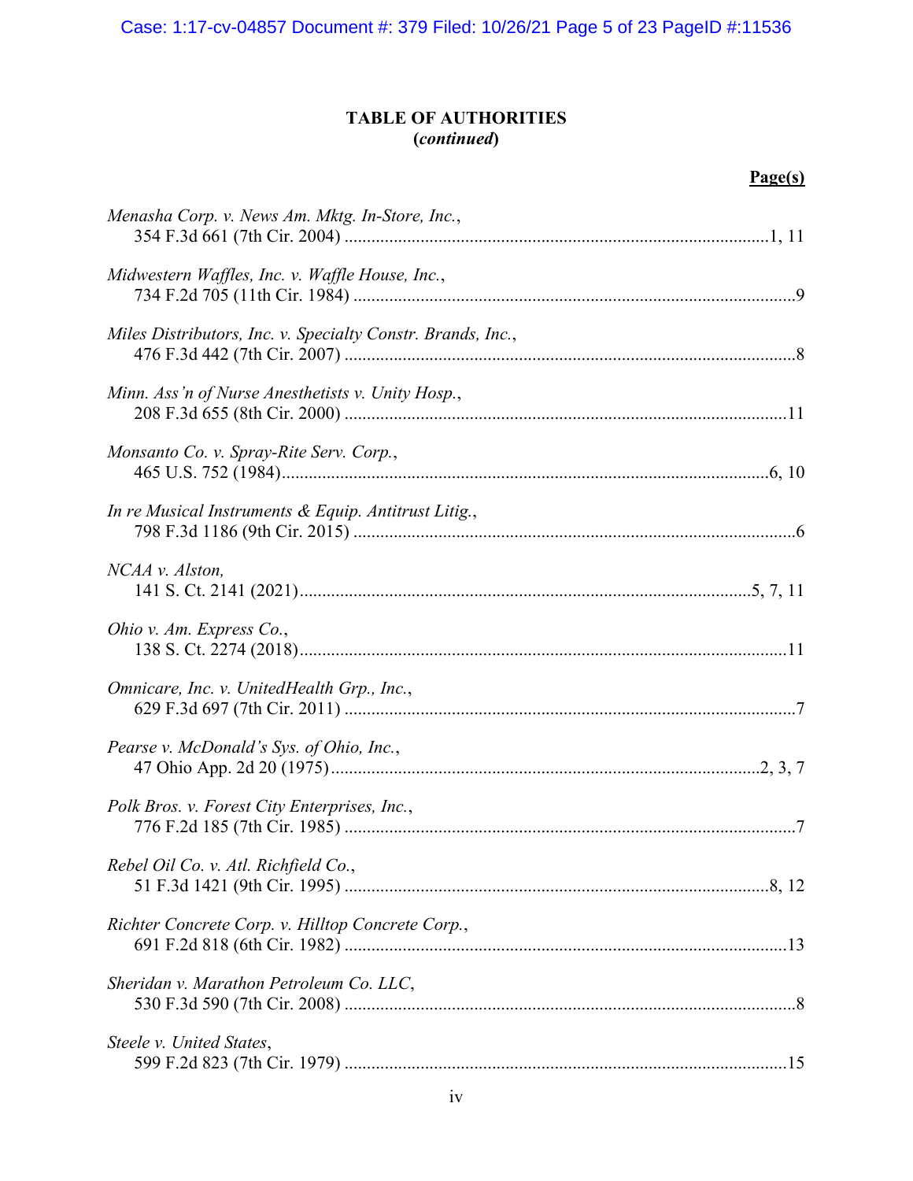**TABLE OF AUTHORITIES**
**(*continued*)**

**Page(s)**

*Menasha Corp. v. News Am. Mktg. In-Store, Inc.*,
354 F.3d 661 (7th Cir. 2004) ....................................................................1, 11

*Midwestern Waffles, Inc. v. Waffle House, Inc.*,
734 F.2d 705 (11th Cir. 1984) ....................................................................9

*Miles Distributors, Inc. v. Specialty Constr. Brands, Inc.*,
476 F.3d 442 (7th Cir. 2007) ....................................................................8

*Minn. Ass'n of Nurse Anesthetists v. Unity Hosp.*,
208 F.3d 655 (8th Cir. 2000) ....................................................................11

*Monsanto Co. v. Spray-Rite Serv. Corp.*,
465 U.S. 752 (1984)....................................................................6, 10

*In re Musical Instruments & Equip. Antitrust Litig.*,
798 F.3d 1186 (9th Cir. 2015) ....................................................................6

*NCAA v. Alston,*
141 S. Ct. 2141 (2021)....................................................................5, 7, 11

*Ohio v. Am. Express Co.*,
138 S. Ct. 2274 (2018)....................................................................11

*Omnicare, Inc. v. UnitedHealth Grp., Inc.*,
629 F.3d 697 (7th Cir. 2011) ....................................................................7

*Pearse v. McDonald's Sys. of Ohio, Inc.*,
47 Ohio App. 2d 20 (1975)....................................................................2, 3, 7

*Polk Bros. v. Forest City Enterprises, Inc.*,
776 F.2d 185 (7th Cir. 1985) ....................................................................7

*Rebel Oil Co. v. Atl. Richfield Co.*,
51 F.3d 1421 (9th Cir. 1995) ....................................................................8, 12

*Richter Concrete Corp. v. Hilltop Concrete Corp.*,
691 F.2d 818 (6th Cir. 1982) ....................................................................13

*Sheridan v. Marathon Petroleum Co. LLC*,
530 F.3d 590 (7th Cir. 2008) ....................................................................8

*Steele v. United States*,
599 F.2d 823 (7th Cir. 1979) ....................................................................15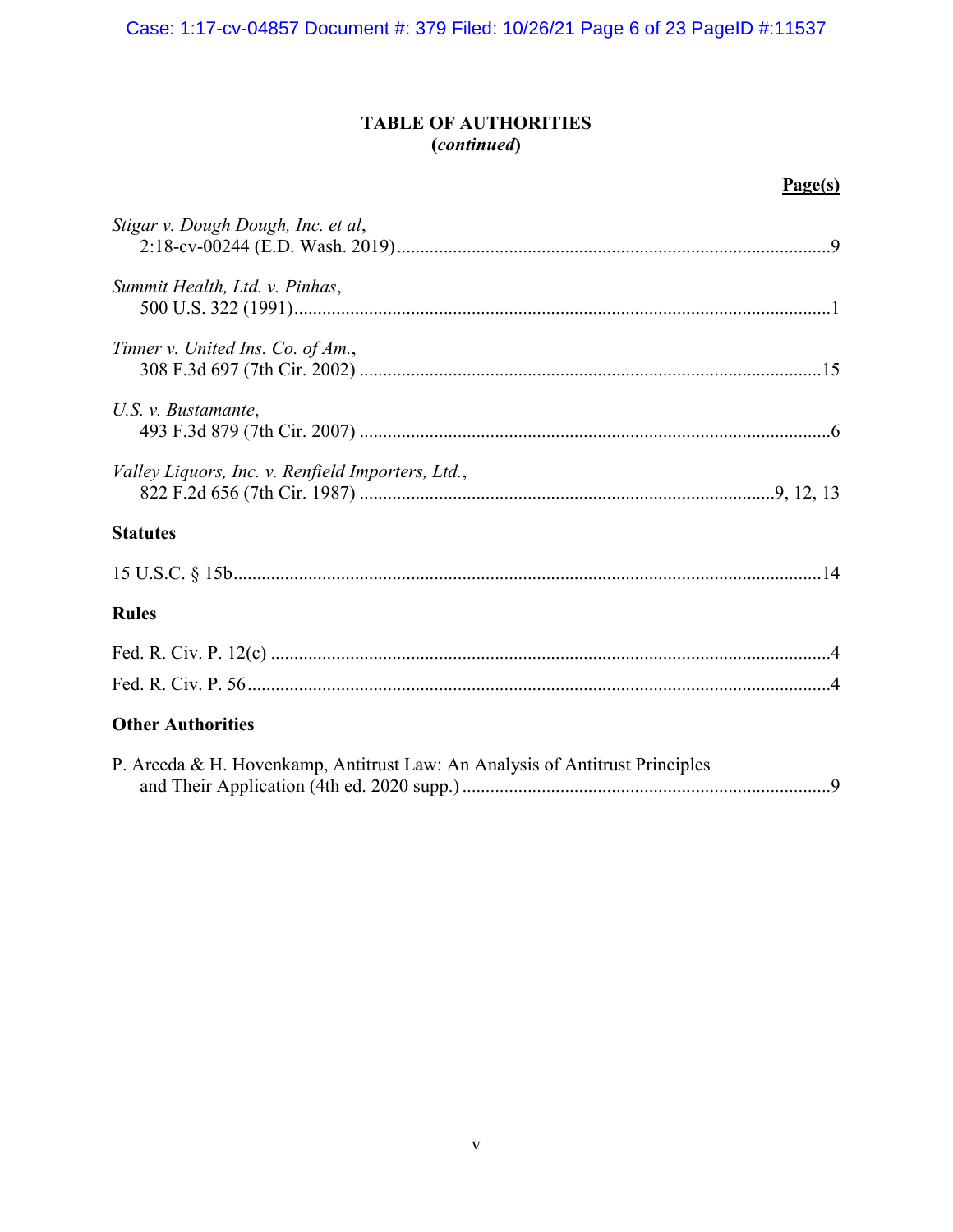## TABLE OF AUTHORITIES
**(*continued*)**

**Page(s)**

*Stigar v. Dough Dough, Inc. et al*,
2:18-cv-00244 (E.D. Wash. 2019) ........................................................................................9

*Summit Health, Ltd. v. Pinhas*,
500 U.S. 322 (1991) ..............................................................................................................1

*Tinner v. United Ins. Co. of Am.*,
308 F.3d 697 (7th Cir. 2002) ...............................................................................................15

*U.S. v. Bustamante*,
493 F.3d 879 (7th Cir. 2007) .................................................................................................6

*Valley Liquors, Inc. v. Renfield Importers, Ltd.*,
822 F.2d 656 (7th Cir. 1987) .....................................................................................9, 12, 13

**Statutes**

15 U.S.C. § 15b ....................................................................................................................14

**Rules**

Fed. R. Civ. P. 12(c) ...............................................................................................................4

Fed. R. Civ. P. 56 ....................................................................................................................4

**Other Authorities**

P. Areeda & H. Hovenkamp, Antitrust Law: An Analysis of Antitrust Principles
and Their Application (4th ed. 2020 supp.) ...........................................................................9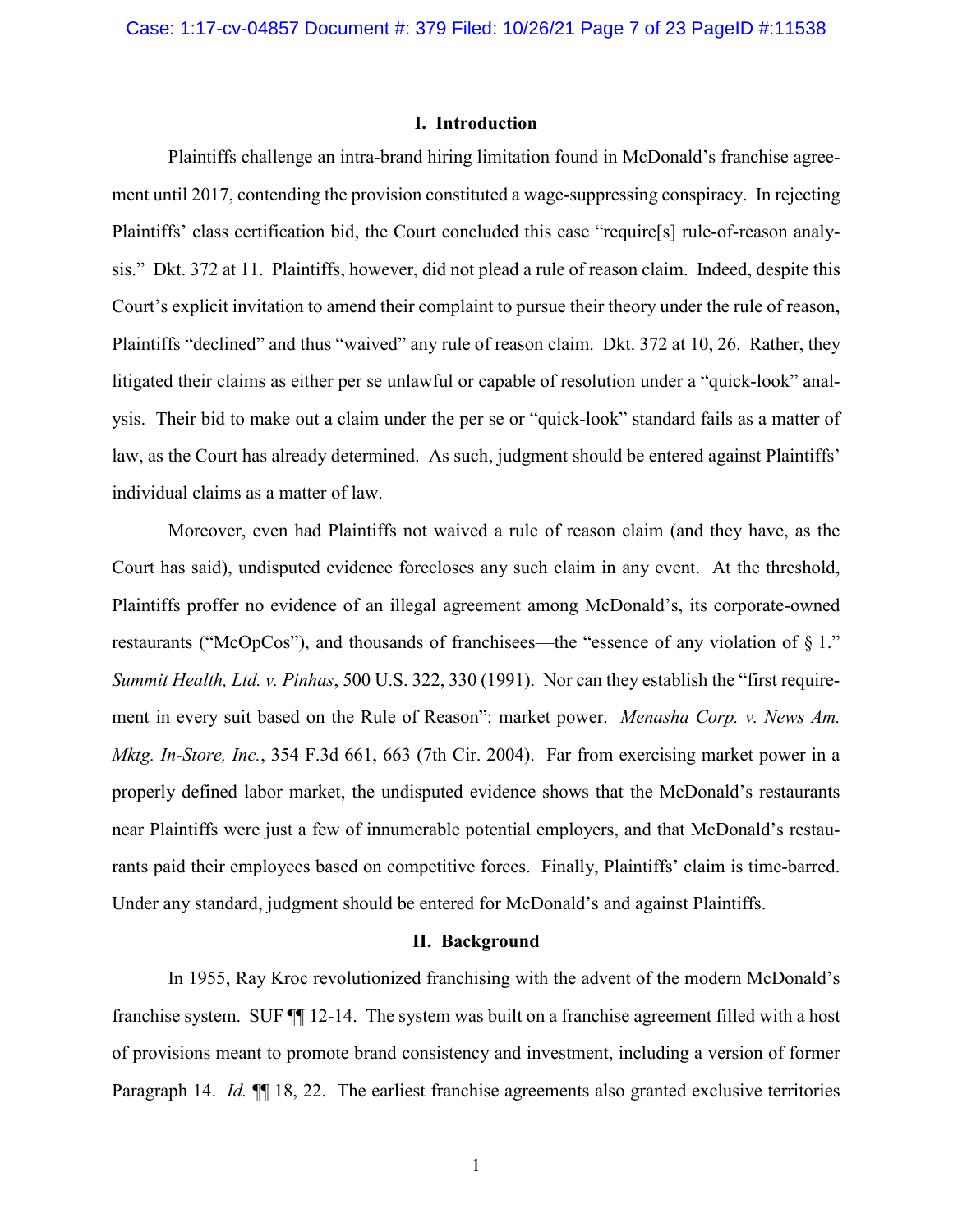## I. Introduction

Plaintiffs challenge an intra-brand hiring limitation found in McDonald's franchise agreement until 2017, contending the provision constituted a wage-suppressing conspiracy. In rejecting Plaintiffs' class certification bid, the Court concluded this case "require[s] rule-of-reason analysis." Dkt. 372 at 11. Plaintiffs, however, did not plead a rule of reason claim. Indeed, despite this Court's explicit invitation to amend their complaint to pursue their theory under the rule of reason, Plaintiffs "declined" and thus "waived" any rule of reason claim. Dkt. 372 at 10, 26. Rather, they litigated their claims as either per se unlawful or capable of resolution under a "quick-look" analysis. Their bid to make out a claim under the per se or "quick-look" standard fails as a matter of law, as the Court has already determined. As such, judgment should be entered against Plaintiffs' individual claims as a matter of law.

Moreover, even had Plaintiffs not waived a rule of reason claim (and they have, as the Court has said), undisputed evidence forecloses any such claim in any event. At the threshold, Plaintiffs proffer no evidence of an illegal agreement among McDonald's, its corporate-owned restaurants ("McOpCos"), and thousands of franchisees—the "essence of any violation of § 1." *Summit Health, Ltd. v. Pinhas*, 500 U.S. 322, 330 (1991). Nor can they establish the "first requirement in every suit based on the Rule of Reason": market power. *Menasha Corp. v. News Am. Mktg. In-Store, Inc.*, 354 F.3d 661, 663 (7th Cir. 2004). Far from exercising market power in a properly defined labor market, the undisputed evidence shows that the McDonald's restaurants near Plaintiffs were just a few of innumerable potential employers, and that McDonald's restaurants paid their employees based on competitive forces. Finally, Plaintiffs' claim is time-barred. Under any standard, judgment should be entered for McDonald's and against Plaintiffs.

## II. Background

In 1955, Ray Kroc revolutionized franchising with the advent of the modern McDonald's franchise system. SUF ¶¶ 12-14. The system was built on a franchise agreement filled with a host of provisions meant to promote brand consistency and investment, including a version of former Paragraph 14. *Id.* ¶¶ 18, 22. The earliest franchise agreements also granted exclusive territories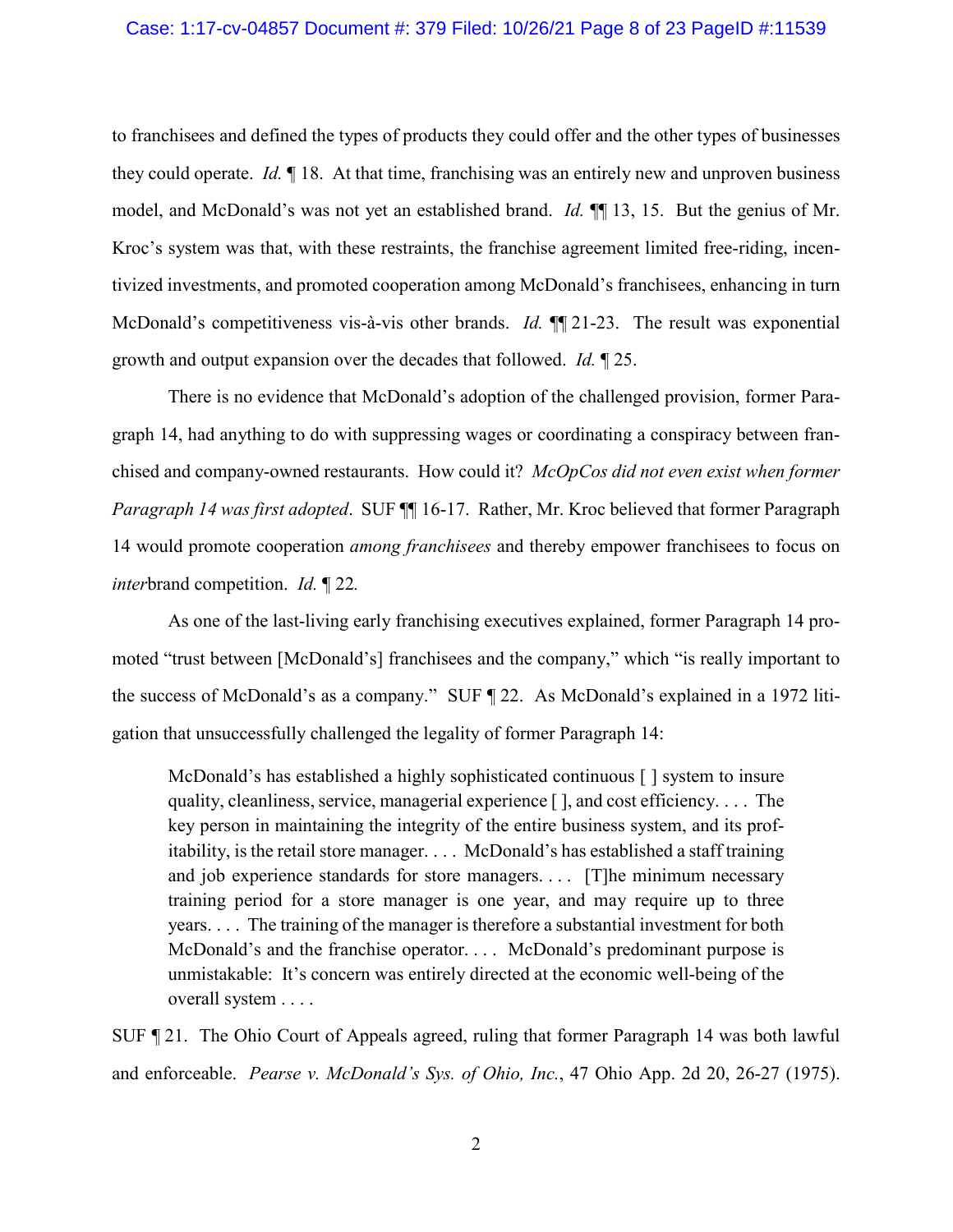to franchisees and defined the types of products they could offer and the other types of businesses they could operate. *Id.* ¶ 18. At that time, franchising was an entirely new and unproven business model, and McDonald's was not yet an established brand. *Id.* ¶¶ 13, 15. But the genius of Mr. Kroc's system was that, with these restraints, the franchise agreement limited free-riding, incentivized investments, and promoted cooperation among McDonald's franchisees, enhancing in turn McDonald's competitiveness vis-à-vis other brands. *Id.* ¶¶ 21-23. The result was exponential growth and output expansion over the decades that followed. *Id.* ¶ 25.

There is no evidence that McDonald's adoption of the challenged provision, former Paragraph 14, had anything to do with suppressing wages or coordinating a conspiracy between franchised and company-owned restaurants. How could it? *McOpCos did not even exist when former Paragraph 14 was first adopted*. SUF ¶¶ 16-17. Rather, Mr. Kroc believed that former Paragraph 14 would promote cooperation *among franchisees* and thereby empower franchisees to focus on *inter*brand competition. *Id.* ¶ 22.

As one of the last-living early franchising executives explained, former Paragraph 14 promoted "trust between [McDonald's] franchisees and the company," which "is really important to the success of McDonald's as a company." SUF ¶ 22. As McDonald's explained in a 1972 litigation that unsuccessfully challenged the legality of former Paragraph 14:

> McDonald's has established a highly sophisticated continuous [ ] system to insure quality, cleanliness, service, managerial experience [ ], and cost efficiency. . . . The key person in maintaining the integrity of the entire business system, and its profitability, is the retail store manager. . . . McDonald's has established a staff training and job experience standards for store managers. . . . [T]he minimum necessary training period for a store manager is one year, and may require up to three years. . . . The training of the manager is therefore a substantial investment for both McDonald's and the franchise operator. . . . McDonald's predominant purpose is unmistakable: It's concern was entirely directed at the economic well-being of the overall system . . . .

SUF ¶ 21. The Ohio Court of Appeals agreed, ruling that former Paragraph 14 was both lawful and enforceable. *Pearse v. McDonald's Sys. of Ohio, Inc.*, 47 Ohio App. 2d 20, 26-27 (1975).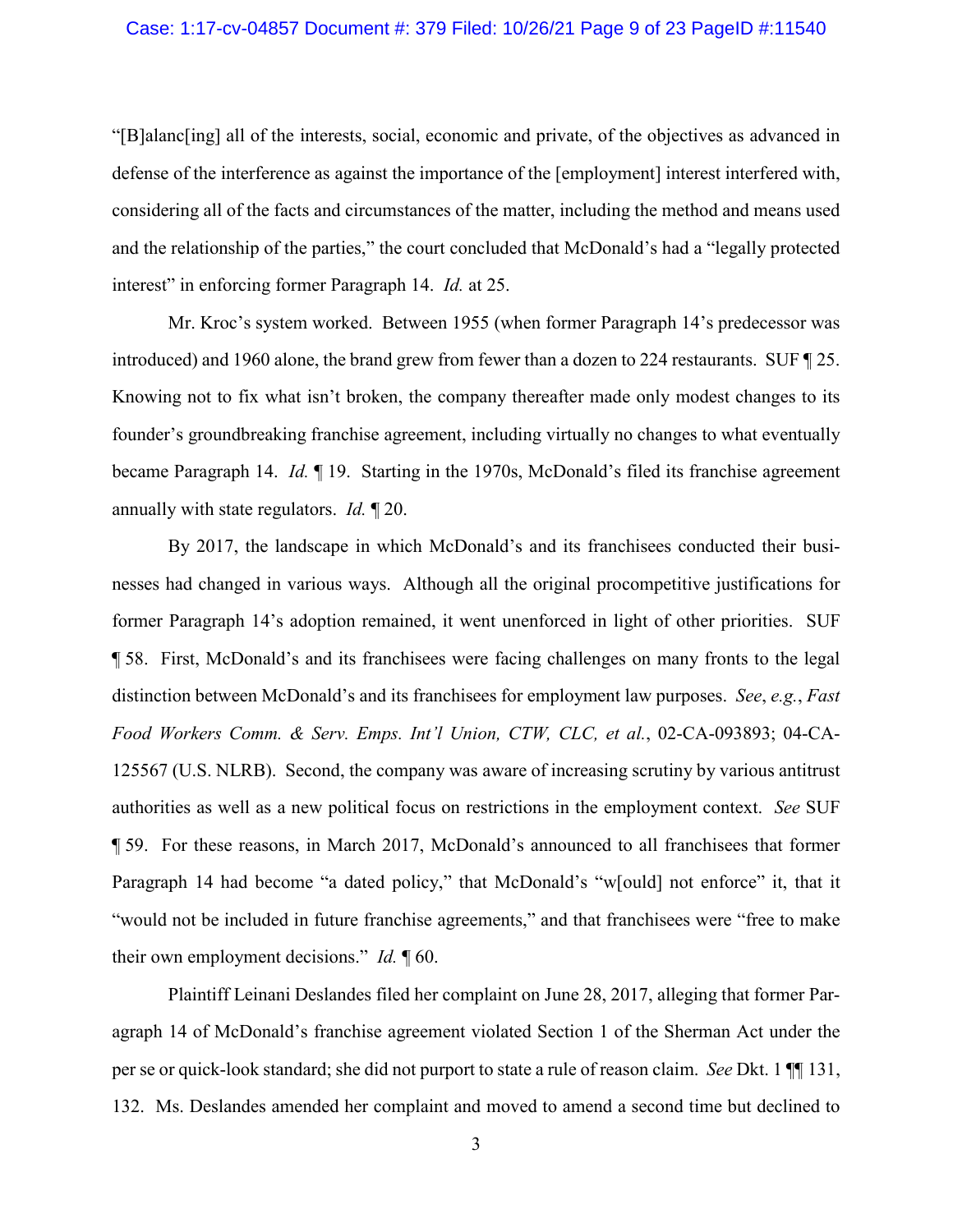"[B]alanc[ing] all of the interests, social, economic and private, of the objectives as advanced in defense of the interference as against the importance of the [employment] interest interfered with, considering all of the facts and circumstances of the matter, including the method and means used and the relationship of the parties," the court concluded that McDonald's had a "legally protected interest" in enforcing former Paragraph 14. *Id.* at 25.

Mr. Kroc's system worked. Between 1955 (when former Paragraph 14's predecessor was introduced) and 1960 alone, the brand grew from fewer than a dozen to 224 restaurants. SUF ¶ 25. Knowing not to fix what isn't broken, the company thereafter made only modest changes to its founder's groundbreaking franchise agreement, including virtually no changes to what eventually became Paragraph 14. *Id.* ¶ 19. Starting in the 1970s, McDonald's filed its franchise agreement annually with state regulators. *Id.* ¶ 20.

By 2017, the landscape in which McDonald's and its franchisees conducted their businesses had changed in various ways. Although all the original procompetitive justifications for former Paragraph 14's adoption remained, it went unenforced in light of other priorities. SUF ¶ 58. First, McDonald's and its franchisees were facing challenges on many fronts to the legal distinction between McDonald's and its franchisees for employment law purposes. *See*, *e.g.*, *Fast Food Workers Comm. & Serv. Emps. Int'l Union, CTW, CLC, et al.*, 02-CA-093893; 04-CA-125567 (U.S. NLRB). Second, the company was aware of increasing scrutiny by various antitrust authorities as well as a new political focus on restrictions in the employment context. *See* SUF ¶ 59. For these reasons, in March 2017, McDonald's announced to all franchisees that former Paragraph 14 had become "a dated policy," that McDonald's "w[ould] not enforce" it, that it "would not be included in future franchise agreements," and that franchisees were "free to make their own employment decisions." *Id.* ¶ 60.

Plaintiff Leinani Deslandes filed her complaint on June 28, 2017, alleging that former Paragraph 14 of McDonald's franchise agreement violated Section 1 of the Sherman Act under the per se or quick-look standard; she did not purport to state a rule of reason claim. *See* Dkt. 1 ¶¶ 131, 132. Ms. Deslandes amended her complaint and moved to amend a second time but declined to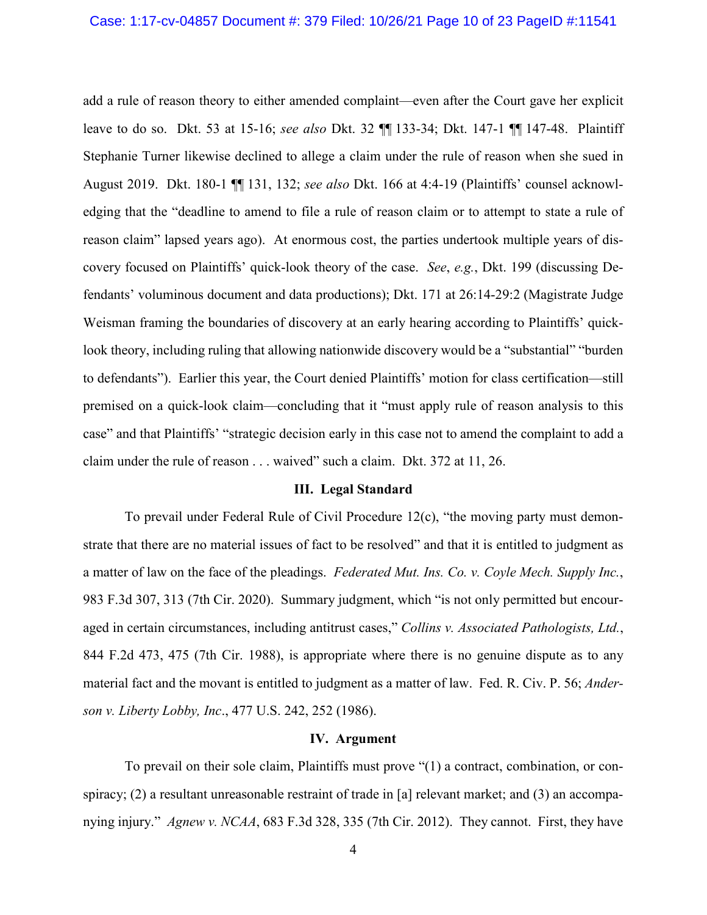add a rule of reason theory to either amended complaint—even after the Court gave her explicit leave to do so. Dkt. 53 at 15-16; *see also* Dkt. 32 ¶¶ 133-34; Dkt. 147-1 ¶¶ 147-48. Plaintiff Stephanie Turner likewise declined to allege a claim under the rule of reason when she sued in August 2019. Dkt. 180-1 ¶¶ 131, 132; *see also* Dkt. 166 at 4:4-19 (Plaintiffs' counsel acknowledging that the "deadline to amend to file a rule of reason claim or to attempt to state a rule of reason claim" lapsed years ago). At enormous cost, the parties undertook multiple years of discovery focused on Plaintiffs' quick-look theory of the case. *See*, *e.g.*, Dkt. 199 (discussing Defendants' voluminous document and data productions); Dkt. 171 at 26:14-29:2 (Magistrate Judge Weisman framing the boundaries of discovery at an early hearing according to Plaintiffs' quick-look theory, including ruling that allowing nationwide discovery would be a "substantial" "burden to defendants"). Earlier this year, the Court denied Plaintiffs' motion for class certification—still premised on a quick-look claim—concluding that it "must apply rule of reason analysis to this case" and that Plaintiffs' "strategic decision early in this case not to amend the complaint to add a claim under the rule of reason . . . waived" such a claim. Dkt. 372 at 11, 26.

## III. Legal Standard

To prevail under Federal Rule of Civil Procedure 12(c), "the moving party must demonstrate that there are no material issues of fact to be resolved" and that it is entitled to judgment as a matter of law on the face of the pleadings. *Federated Mut. Ins. Co. v. Coyle Mech. Supply Inc.*, 983 F.3d 307, 313 (7th Cir. 2020). Summary judgment, which "is not only permitted but encouraged in certain circumstances, including antitrust cases," *Collins v. Associated Pathologists, Ltd.*, 844 F.2d 473, 475 (7th Cir. 1988), is appropriate where there is no genuine dispute as to any material fact and the movant is entitled to judgment as a matter of law. Fed. R. Civ. P. 56; *Anderson v. Liberty Lobby, Inc*., 477 U.S. 242, 252 (1986).

## IV. Argument

To prevail on their sole claim, Plaintiffs must prove "(1) a contract, combination, or conspiracy; (2) a resultant unreasonable restraint of trade in [a] relevant market; and (3) an accompanying injury." *Agnew v. NCAA*, 683 F.3d 328, 335 (7th Cir. 2012). They cannot. First, they have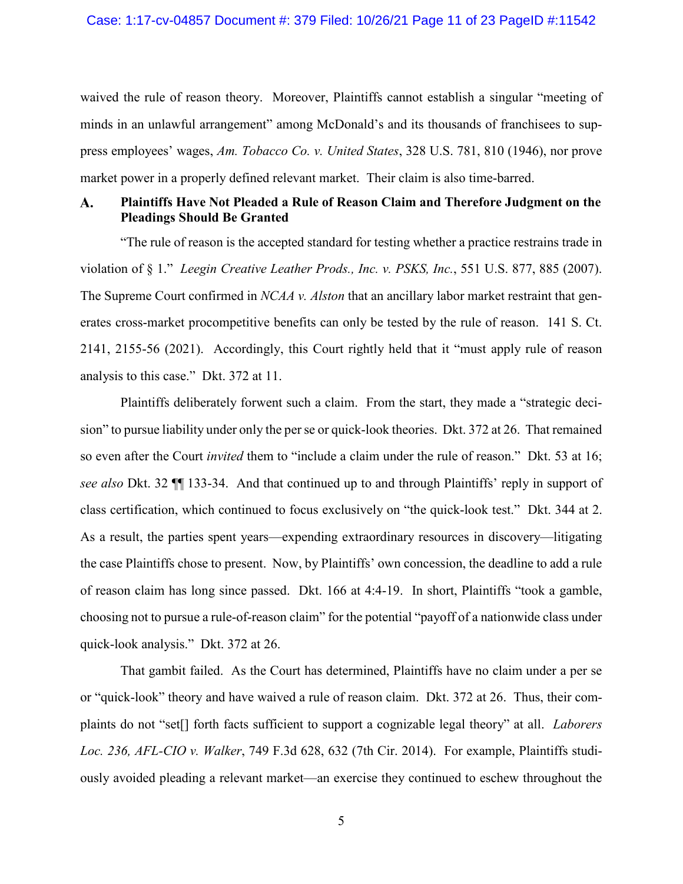waived the rule of reason theory. Moreover, Plaintiffs cannot establish a singular "meeting of minds in an unlawful arrangement" among McDonald's and its thousands of franchisees to suppress employees' wages, *Am. Tobacco Co. v. United States*, 328 U.S. 781, 810 (1946), nor prove market power in a properly defined relevant market. Their claim is also time-barred.

### A. Plaintiffs Have Not Pleaded a Rule of Reason Claim and Therefore Judgment on the Pleadings Should Be Granted

"The rule of reason is the accepted standard for testing whether a practice restrains trade in violation of § 1." *Leegin Creative Leather Prods., Inc. v. PSKS, Inc.*, 551 U.S. 877, 885 (2007). The Supreme Court confirmed in *NCAA v. Alston* that an ancillary labor market restraint that generates cross-market procompetitive benefits can only be tested by the rule of reason. 141 S. Ct. 2141, 2155-56 (2021). Accordingly, this Court rightly held that it "must apply rule of reason analysis to this case." Dkt. 372 at 11.

Plaintiffs deliberately forwent such a claim. From the start, they made a "strategic decision" to pursue liability under only the per se or quick-look theories. Dkt. 372 at 26. That remained so even after the Court *invited* them to "include a claim under the rule of reason." Dkt. 53 at 16; *see also* Dkt. 32 ¶¶ 133-34. And that continued up to and through Plaintiffs' reply in support of class certification, which continued to focus exclusively on "the quick-look test." Dkt. 344 at 2. As a result, the parties spent years—expending extraordinary resources in discovery—litigating the case Plaintiffs chose to present. Now, by Plaintiffs' own concession, the deadline to add a rule of reason claim has long since passed. Dkt. 166 at 4:4-19. In short, Plaintiffs "took a gamble, choosing not to pursue a rule-of-reason claim" for the potential "payoff of a nationwide class under quick-look analysis." Dkt. 372 at 26.

That gambit failed. As the Court has determined, Plaintiffs have no claim under a per se or "quick-look" theory and have waived a rule of reason claim. Dkt. 372 at 26. Thus, their complaints do not "set[] forth facts sufficient to support a cognizable legal theory" at all. *Laborers Loc. 236, AFL-CIO v. Walker*, 749 F.3d 628, 632 (7th Cir. 2014). For example, Plaintiffs studiously avoided pleading a relevant market—an exercise they continued to eschew throughout the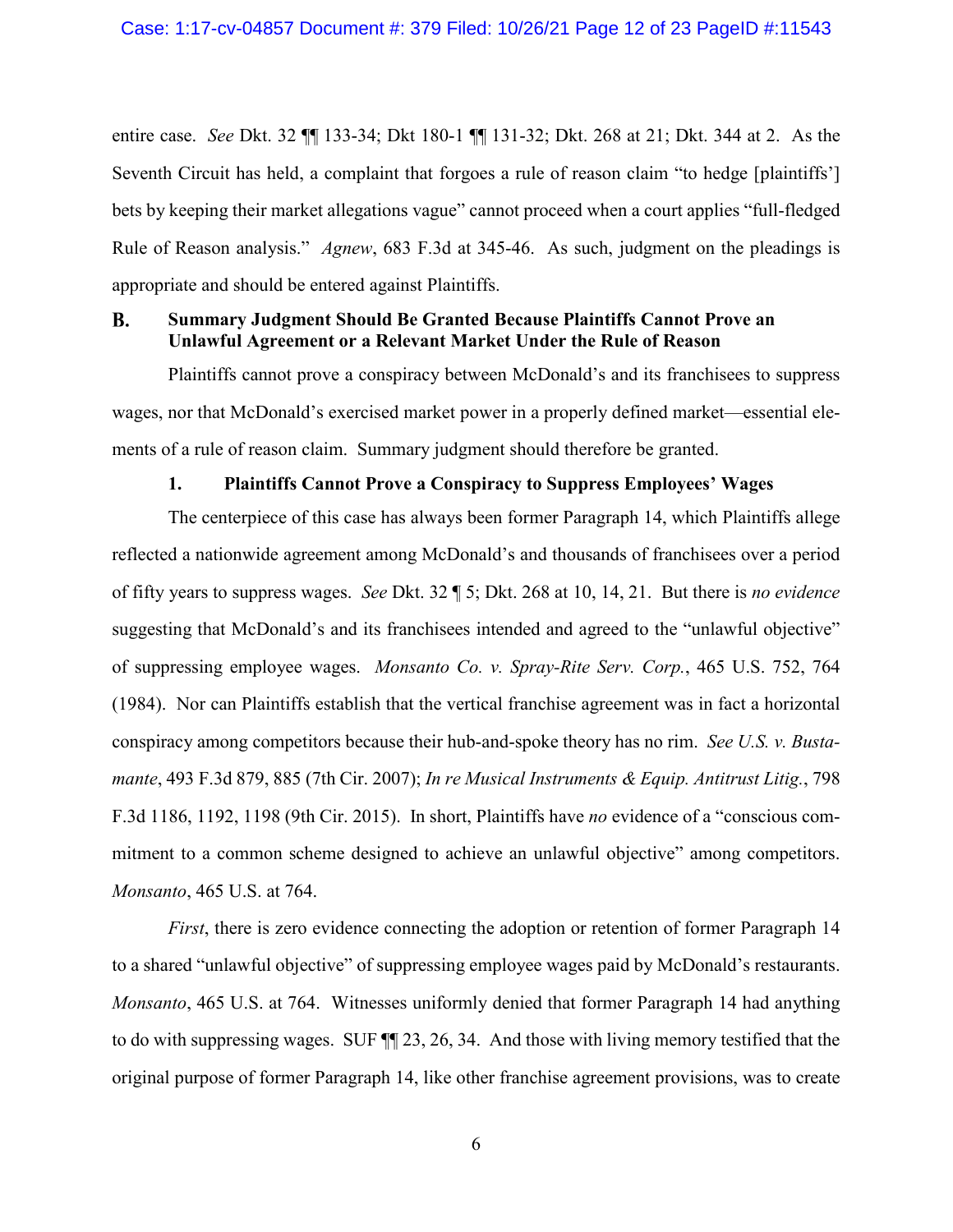entire case. *See* Dkt. 32 ¶¶ 133-34; Dkt 180-1 ¶¶ 131-32; Dkt. 268 at 21; Dkt. 344 at 2. As the Seventh Circuit has held, a complaint that forgoes a rule of reason claim "to hedge [plaintiffs'] bets by keeping their market allegations vague" cannot proceed when a court applies "full-fledged Rule of Reason analysis." *Agnew*, 683 F.3d at 345-46. As such, judgment on the pleadings is appropriate and should be entered against Plaintiffs.

### B. Summary Judgment Should Be Granted Because Plaintiffs Cannot Prove an Unlawful Agreement or a Relevant Market Under the Rule of Reason

Plaintiffs cannot prove a conspiracy between McDonald's and its franchisees to suppress wages, nor that McDonald's exercised market power in a properly defined market—essential elements of a rule of reason claim. Summary judgment should therefore be granted.

#### 1. Plaintiffs Cannot Prove a Conspiracy to Suppress Employees' Wages

The centerpiece of this case has always been former Paragraph 14, which Plaintiffs allege reflected a nationwide agreement among McDonald's and thousands of franchisees over a period of fifty years to suppress wages. *See* Dkt. 32 ¶ 5; Dkt. 268 at 10, 14, 21. But there is *no evidence* suggesting that McDonald's and its franchisees intended and agreed to the "unlawful objective" of suppressing employee wages. *Monsanto Co. v. Spray-Rite Serv. Corp.*, 465 U.S. 752, 764 (1984). Nor can Plaintiffs establish that the vertical franchise agreement was in fact a horizontal conspiracy among competitors because their hub-and-spoke theory has no rim. *See U.S. v. Bustamante*, 493 F.3d 879, 885 (7th Cir. 2007); *In re Musical Instruments & Equip. Antitrust Litig.*, 798 F.3d 1186, 1192, 1198 (9th Cir. 2015). In short, Plaintiffs have *no* evidence of a "conscious commitment to a common scheme designed to achieve an unlawful objective" among competitors. *Monsanto*, 465 U.S. at 764.

*First*, there is zero evidence connecting the adoption or retention of former Paragraph 14 to a shared "unlawful objective" of suppressing employee wages paid by McDonald's restaurants. *Monsanto*, 465 U.S. at 764. Witnesses uniformly denied that former Paragraph 14 had anything to do with suppressing wages. SUF ¶¶ 23, 26, 34. And those with living memory testified that the original purpose of former Paragraph 14, like other franchise agreement provisions, was to create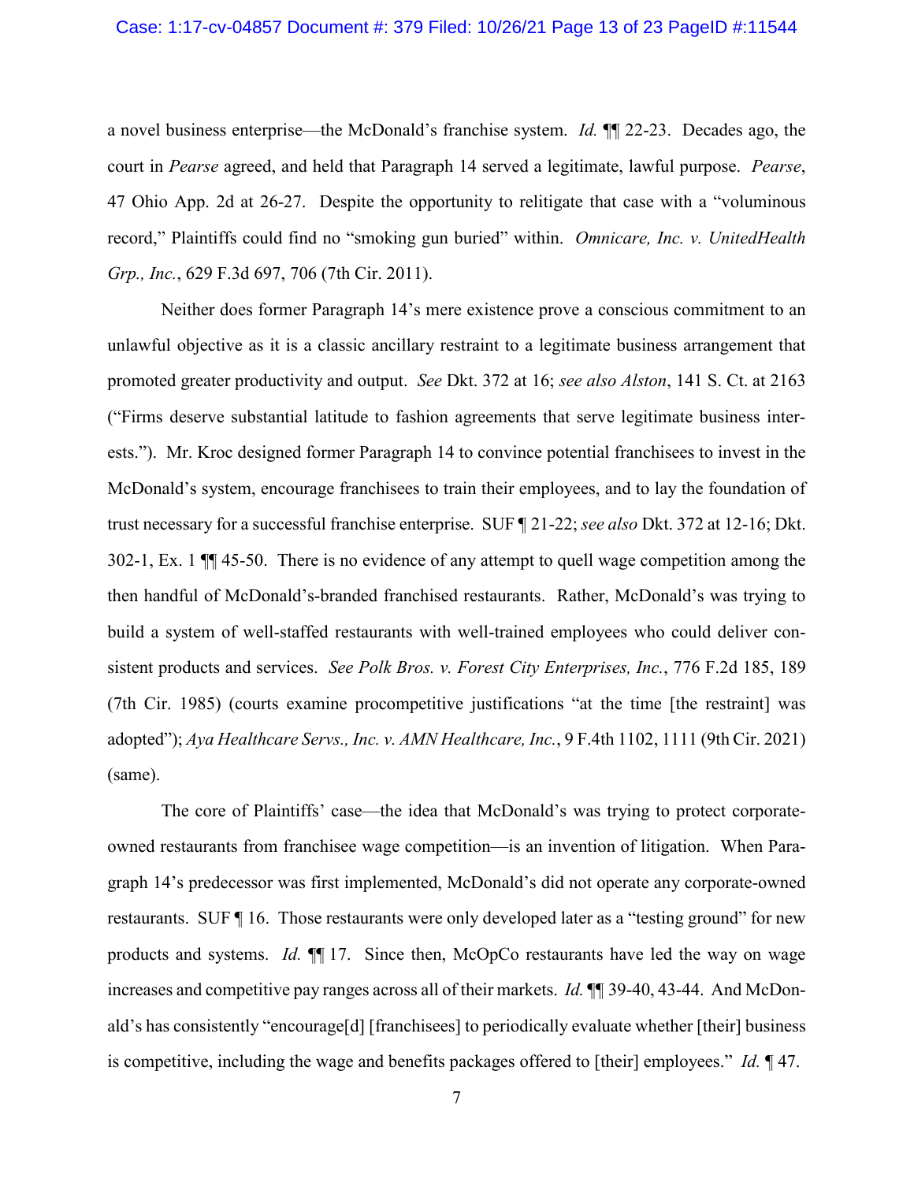a novel business enterprise—the McDonald's franchise system. *Id.* ¶¶ 22-23. Decades ago, the court in *Pearse* agreed, and held that Paragraph 14 served a legitimate, lawful purpose. *Pearse*, 47 Ohio App. 2d at 26-27. Despite the opportunity to relitigate that case with a "voluminous record," Plaintiffs could find no "smoking gun buried" within. *Omnicare, Inc. v. UnitedHealth Grp., Inc.*, 629 F.3d 697, 706 (7th Cir. 2011).

Neither does former Paragraph 14's mere existence prove a conscious commitment to an unlawful objective as it is a classic ancillary restraint to a legitimate business arrangement that promoted greater productivity and output. *See* Dkt. 372 at 16; *see also Alston*, 141 S. Ct. at 2163 ("Firms deserve substantial latitude to fashion agreements that serve legitimate business interests."). Mr. Kroc designed former Paragraph 14 to convince potential franchisees to invest in the McDonald's system, encourage franchisees to train their employees, and to lay the foundation of trust necessary for a successful franchise enterprise. SUF ¶ 21-22; *see also* Dkt. 372 at 12-16; Dkt. 302-1, Ex. 1 ¶¶ 45-50. There is no evidence of any attempt to quell wage competition among the then handful of McDonald's-branded franchised restaurants. Rather, McDonald's was trying to build a system of well-staffed restaurants with well-trained employees who could deliver consistent products and services. *See Polk Bros. v. Forest City Enterprises, Inc.*, 776 F.2d 185, 189 (7th Cir. 1985) (courts examine procompetitive justifications "at the time [the restraint] was adopted"); *Aya Healthcare Servs., Inc. v. AMN Healthcare, Inc.*, 9 F.4th 1102, 1111 (9th Cir. 2021) (same).

The core of Plaintiffs' case—the idea that McDonald's was trying to protect corporate-owned restaurants from franchisee wage competition—is an invention of litigation. When Paragraph 14's predecessor was first implemented, McDonald's did not operate any corporate-owned restaurants. SUF ¶ 16. Those restaurants were only developed later as a "testing ground" for new products and systems. *Id.* ¶¶ 17. Since then, McOpCo restaurants have led the way on wage increases and competitive pay ranges across all of their markets. *Id.* ¶¶ 39-40, 43-44. And McDonald's has consistently "encourage[d] [franchisees] to periodically evaluate whether [their] business is competitive, including the wage and benefits packages offered to [their] employees." *Id.* ¶ 47.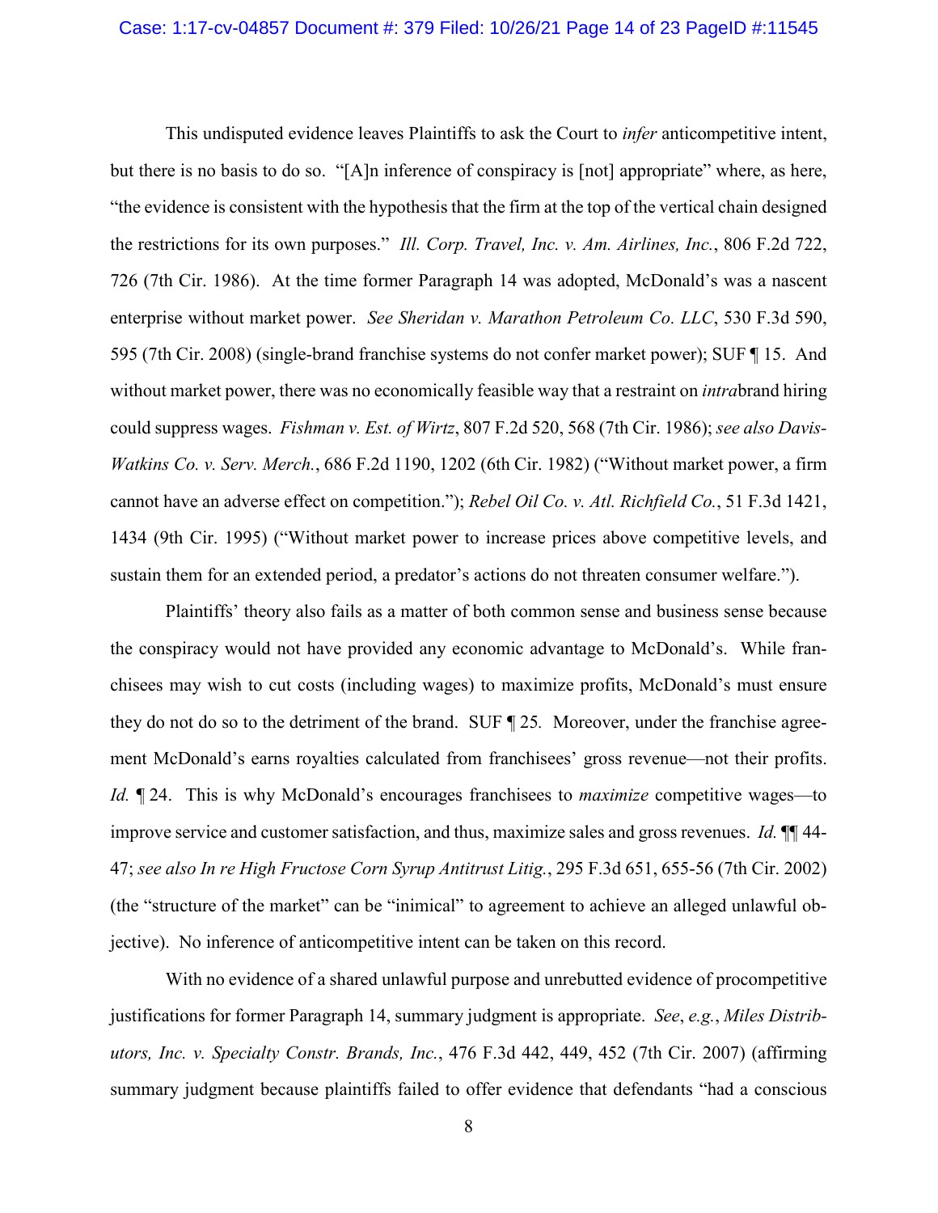This undisputed evidence leaves Plaintiffs to ask the Court to *infer* anticompetitive intent, but there is no basis to do so. "[A]n inference of conspiracy is [not] appropriate" where, as here, "the evidence is consistent with the hypothesis that the firm at the top of the vertical chain designed the restrictions for its own purposes." *Ill. Corp. Travel, Inc. v. Am. Airlines, Inc.*, 806 F.2d 722, 726 (7th Cir. 1986). At the time former Paragraph 14 was adopted, McDonald's was a nascent enterprise without market power. *See Sheridan v. Marathon Petroleum Co. LLC*, 530 F.3d 590, 595 (7th Cir. 2008) (single-brand franchise systems do not confer market power); SUF ¶ 15. And without market power, there was no economically feasible way that a restraint on *intra*brand hiring could suppress wages. *Fishman v. Est. of Wirtz*, 807 F.2d 520, 568 (7th Cir. 1986); *see also Davis-Watkins Co. v. Serv. Merch.*, 686 F.2d 1190, 1202 (6th Cir. 1982) ("Without market power, a firm cannot have an adverse effect on competition."); *Rebel Oil Co. v. Atl. Richfield Co.*, 51 F.3d 1421, 1434 (9th Cir. 1995) ("Without market power to increase prices above competitive levels, and sustain them for an extended period, a predator's actions do not threaten consumer welfare.").

Plaintiffs' theory also fails as a matter of both common sense and business sense because the conspiracy would not have provided any economic advantage to McDonald's. While franchisees may wish to cut costs (including wages) to maximize profits, McDonald's must ensure they do not do so to the detriment of the brand. SUF ¶ 25. Moreover, under the franchise agreement McDonald's earns royalties calculated from franchisees' gross revenue—not their profits. *Id.* ¶ 24. This is why McDonald's encourages franchisees to *maximize* competitive wages—to improve service and customer satisfaction, and thus, maximize sales and gross revenues. *Id.* ¶¶ 44-47; *see also In re High Fructose Corn Syrup Antitrust Litig.*, 295 F.3d 651, 655-56 (7th Cir. 2002) (the "structure of the market" can be "inimical" to agreement to achieve an alleged unlawful objective). No inference of anticompetitive intent can be taken on this record.

With no evidence of a shared unlawful purpose and unrebutted evidence of procompetitive justifications for former Paragraph 14, summary judgment is appropriate. *See*, *e.g.*, *Miles Distributors, Inc. v. Specialty Constr. Brands, Inc.*, 476 F.3d 442, 449, 452 (7th Cir. 2007) (affirming summary judgment because plaintiffs failed to offer evidence that defendants "had a conscious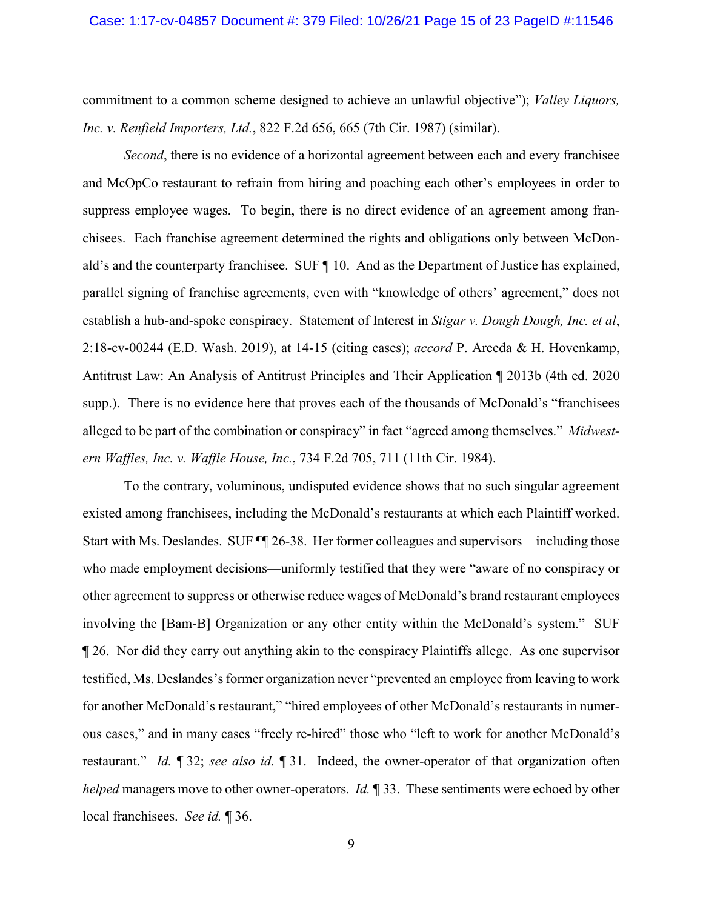commitment to a common scheme designed to achieve an unlawful objective"); *Valley Liquors, Inc. v. Renfield Importers, Ltd.*, 822 F.2d 656, 665 (7th Cir. 1987) (similar).

*Second*, there is no evidence of a horizontal agreement between each and every franchisee and McOpCo restaurant to refrain from hiring and poaching each other's employees in order to suppress employee wages. To begin, there is no direct evidence of an agreement among franchisees. Each franchise agreement determined the rights and obligations only between McDonald's and the counterparty franchisee. SUF ¶ 10. And as the Department of Justice has explained, parallel signing of franchise agreements, even with "knowledge of others' agreement," does not establish a hub-and-spoke conspiracy. Statement of Interest in *Stigar v. Dough Dough, Inc. et al*, 2:18-cv-00244 (E.D. Wash. 2019), at 14-15 (citing cases); *accord* P. Areeda & H. Hovenkamp, Antitrust Law: An Analysis of Antitrust Principles and Their Application ¶ 2013b (4th ed. 2020 supp.). There is no evidence here that proves each of the thousands of McDonald's "franchisees alleged to be part of the combination or conspiracy" in fact "agreed among themselves." *Midwestern Waffles, Inc. v. Waffle House, Inc.*, 734 F.2d 705, 711 (11th Cir. 1984).

To the contrary, voluminous, undisputed evidence shows that no such singular agreement existed among franchisees, including the McDonald's restaurants at which each Plaintiff worked. Start with Ms. Deslandes. SUF ¶¶ 26-38. Her former colleagues and supervisors—including those who made employment decisions—uniformly testified that they were "aware of no conspiracy or other agreement to suppress or otherwise reduce wages of McDonald's brand restaurant employees involving the [Bam-B] Organization or any other entity within the McDonald's system." SUF ¶ 26. Nor did they carry out anything akin to the conspiracy Plaintiffs allege. As one supervisor testified, Ms. Deslandes's former organization never "prevented an employee from leaving to work for another McDonald's restaurant," "hired employees of other McDonald's restaurants in numerous cases," and in many cases "freely re-hired" those who "left to work for another McDonald's restaurant." *Id.* ¶ 32; *see also id.* ¶ 31. Indeed, the owner-operator of that organization often *helped* managers move to other owner-operators. *Id.* ¶ 33. These sentiments were echoed by other local franchisees. *See id.* ¶ 36.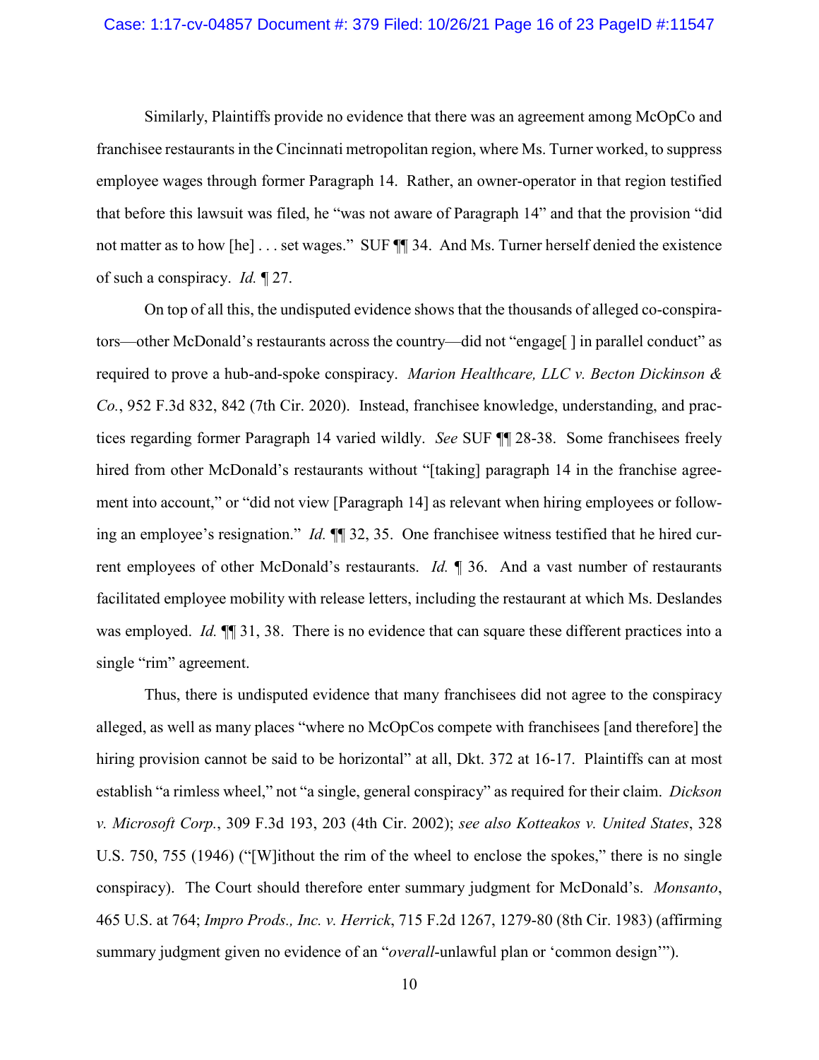Similarly, Plaintiffs provide no evidence that there was an agreement among McOpCo and franchisee restaurants in the Cincinnati metropolitan region, where Ms. Turner worked, to suppress employee wages through former Paragraph 14. Rather, an owner-operator in that region testified that before this lawsuit was filed, he "was not aware of Paragraph 14" and that the provision "did not matter as to how [he] . . . set wages." SUF ¶¶ 34. And Ms. Turner herself denied the existence of such a conspiracy. *Id.* ¶ 27.

On top of all this, the undisputed evidence shows that the thousands of alleged co-conspirators—other McDonald's restaurants across the country—did not "engage[ ] in parallel conduct" as required to prove a hub-and-spoke conspiracy. *Marion Healthcare, LLC v. Becton Dickinson & Co.*, 952 F.3d 832, 842 (7th Cir. 2020). Instead, franchisee knowledge, understanding, and practices regarding former Paragraph 14 varied wildly. *See* SUF ¶¶ 28-38. Some franchisees freely hired from other McDonald's restaurants without "[taking] paragraph 14 in the franchise agreement into account," or "did not view [Paragraph 14] as relevant when hiring employees or following an employee's resignation." *Id.* ¶¶ 32, 35. One franchisee witness testified that he hired current employees of other McDonald's restaurants. *Id.* ¶ 36. And a vast number of restaurants facilitated employee mobility with release letters, including the restaurant at which Ms. Deslandes was employed. *Id.* ¶¶ 31, 38. There is no evidence that can square these different practices into a single "rim" agreement.

Thus, there is undisputed evidence that many franchisees did not agree to the conspiracy alleged, as well as many places "where no McOpCos compete with franchisees [and therefore] the hiring provision cannot be said to be horizontal" at all, Dkt. 372 at 16-17. Plaintiffs can at most establish "a rimless wheel," not "a single, general conspiracy" as required for their claim. *Dickson v. Microsoft Corp.*, 309 F.3d 193, 203 (4th Cir. 2002); *see also Kotteakos v. United States*, 328 U.S. 750, 755 (1946) ("[W]ithout the rim of the wheel to enclose the spokes," there is no single conspiracy). The Court should therefore enter summary judgment for McDonald's. *Monsanto*, 465 U.S. at 764; *Impro Prods., Inc. v. Herrick*, 715 F.2d 1267, 1279-80 (8th Cir. 1983) (affirming summary judgment given no evidence of an "*overall*-unlawful plan or 'common design'").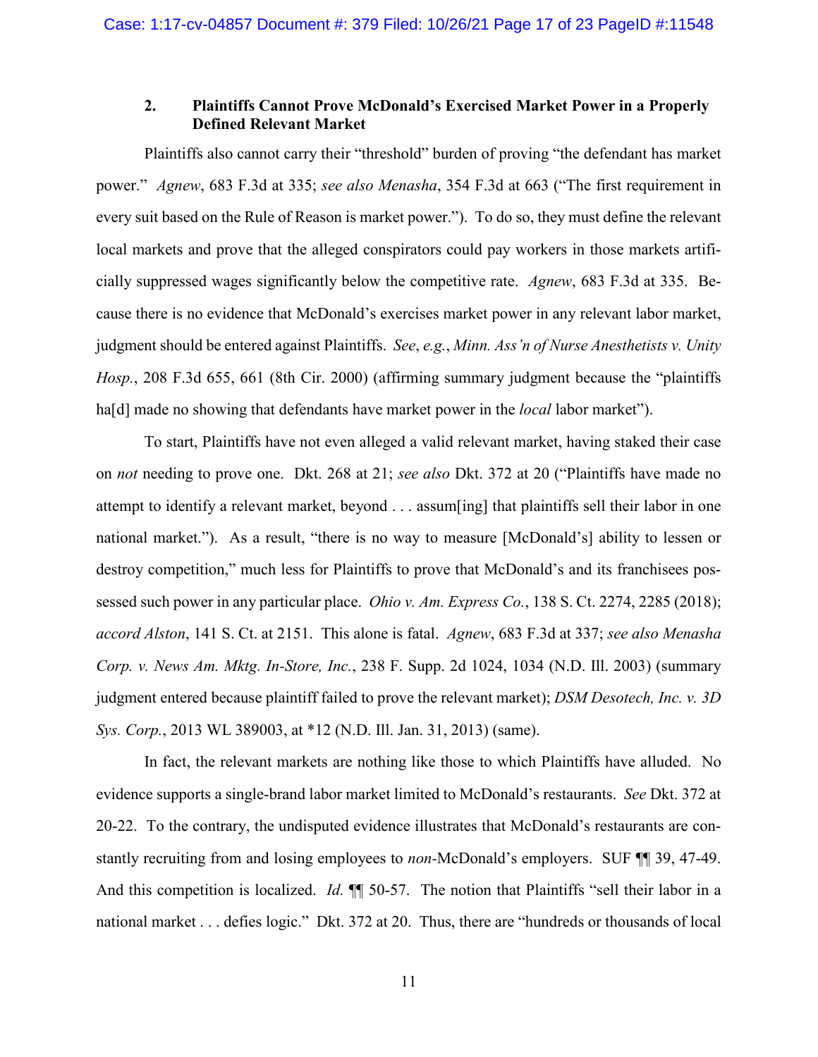### 2. Plaintiffs Cannot Prove McDonald's Exercised Market Power in a Properly Defined Relevant Market

Plaintiffs also cannot carry their "threshold" burden of proving "the defendant has market power." *Agnew*, 683 F.3d at 335; *see also Menasha*, 354 F.3d at 663 ("The first requirement in every suit based on the Rule of Reason is market power."). To do so, they must define the relevant local markets and prove that the alleged conspirators could pay workers in those markets artificially suppressed wages significantly below the competitive rate. *Agnew*, 683 F.3d at 335. Because there is no evidence that McDonald's exercises market power in any relevant labor market, judgment should be entered against Plaintiffs. *See*, *e.g.*, *Minn. Ass'n of Nurse Anesthetists v. Unity Hosp.*, 208 F.3d 655, 661 (8th Cir. 2000) (affirming summary judgment because the "plaintiffs ha[d] made no showing that defendants have market power in the *local* labor market").

To start, Plaintiffs have not even alleged a valid relevant market, having staked their case on *not* needing to prove one. Dkt. 268 at 21; *see also* Dkt. 372 at 20 ("Plaintiffs have made no attempt to identify a relevant market, beyond . . . assum[ing] that plaintiffs sell their labor in one national market."). As a result, "there is no way to measure [McDonald's] ability to lessen or destroy competition," much less for Plaintiffs to prove that McDonald's and its franchisees possessed such power in any particular place. *Ohio v. Am. Express Co.*, 138 S. Ct. 2274, 2285 (2018); *accord Alston*, 141 S. Ct. at 2151. This alone is fatal. *Agnew*, 683 F.3d at 337; *see also Menasha Corp. v. News Am. Mktg. In-Store, Inc.*, 238 F. Supp. 2d 1024, 1034 (N.D. Ill. 2003) (summary judgment entered because plaintiff failed to prove the relevant market); *DSM Desotech, Inc. v. 3D Sys. Corp.*, 2013 WL 389003, at *12 (N.D. Ill. Jan. 31, 2013) (same).

In fact, the relevant markets are nothing like those to which Plaintiffs have alluded. No evidence supports a single-brand labor market limited to McDonald's restaurants. *See* Dkt. 372 at 20-22. To the contrary, the undisputed evidence illustrates that McDonald's restaurants are constantly recruiting from and losing employees to *non*-McDonald's employers. SUF ¶¶ 39, 47-49. And this competition is localized. *Id.* ¶¶ 50-57. The notion that Plaintiffs "sell their labor in a national market . . . defies logic." Dkt. 372 at 20. Thus, there are "hundreds or thousands of local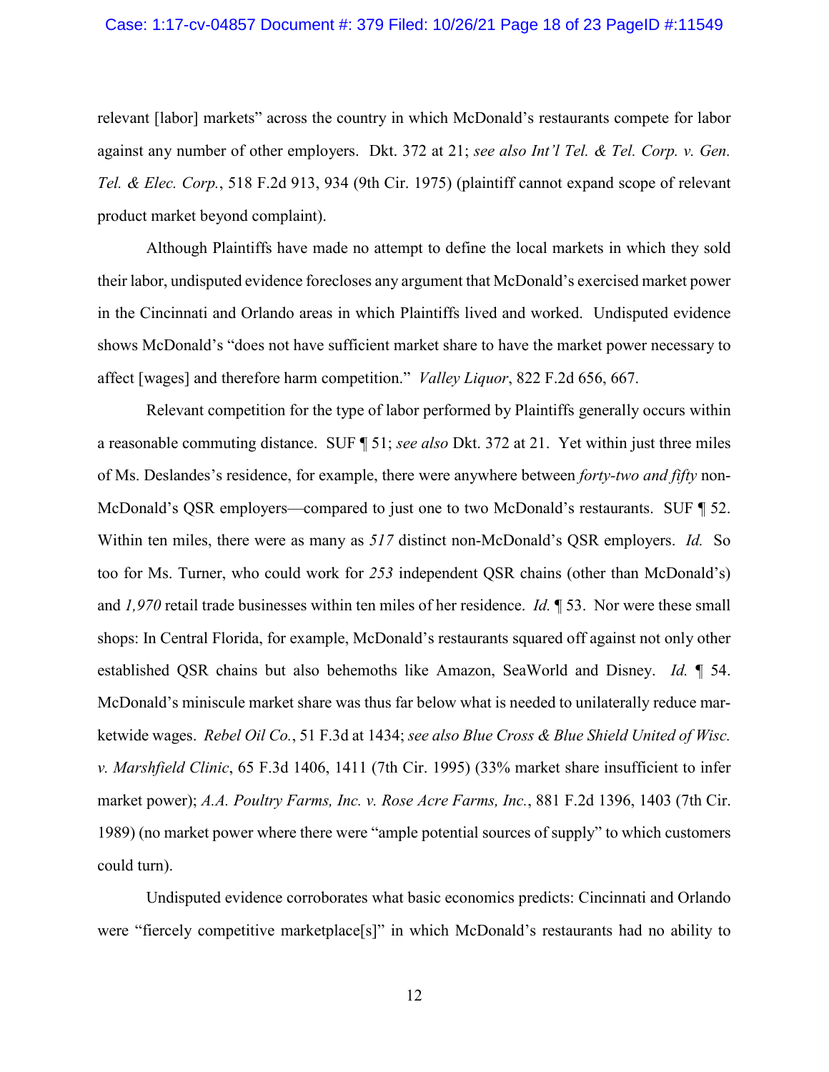relevant [labor] markets" across the country in which McDonald's restaurants compete for labor against any number of other employers. Dkt. 372 at 21; *see also Int'l Tel. & Tel. Corp. v. Gen. Tel. & Elec. Corp.*, 518 F.2d 913, 934 (9th Cir. 1975) (plaintiff cannot expand scope of relevant product market beyond complaint).

Although Plaintiffs have made no attempt to define the local markets in which they sold their labor, undisputed evidence forecloses any argument that McDonald's exercised market power in the Cincinnati and Orlando areas in which Plaintiffs lived and worked. Undisputed evidence shows McDonald's "does not have sufficient market share to have the market power necessary to affect [wages] and therefore harm competition." *Valley Liquor*, 822 F.2d 656, 667.

Relevant competition for the type of labor performed by Plaintiffs generally occurs within a reasonable commuting distance. SUF ¶ 51; *see also* Dkt. 372 at 21. Yet within just three miles of Ms. Deslandes's residence, for example, there were anywhere between *forty-two and fifty* non-McDonald's QSR employers—compared to just one to two McDonald's restaurants. SUF ¶ 52. Within ten miles, there were as many as *517* distinct non-McDonald's QSR employers. *Id.* So too for Ms. Turner, who could work for *253* independent QSR chains (other than McDonald's) and *1,970* retail trade businesses within ten miles of her residence. *Id.* ¶ 53. Nor were these small shops: In Central Florida, for example, McDonald's restaurants squared off against not only other established QSR chains but also behemoths like Amazon, SeaWorld and Disney. *Id.* ¶ 54. McDonald's miniscule market share was thus far below what is needed to unilaterally reduce marketwide wages. *Rebel Oil Co.*, 51 F.3d at 1434; *see also Blue Cross & Blue Shield United of Wisc. v. Marshfield Clinic*, 65 F.3d 1406, 1411 (7th Cir. 1995) (33% market share insufficient to infer market power); *A.A. Poultry Farms, Inc. v. Rose Acre Farms, Inc.*, 881 F.2d 1396, 1403 (7th Cir. 1989) (no market power where there were "ample potential sources of supply" to which customers could turn).

Undisputed evidence corroborates what basic economics predicts: Cincinnati and Orlando were "fiercely competitive marketplace[s]" in which McDonald's restaurants had no ability to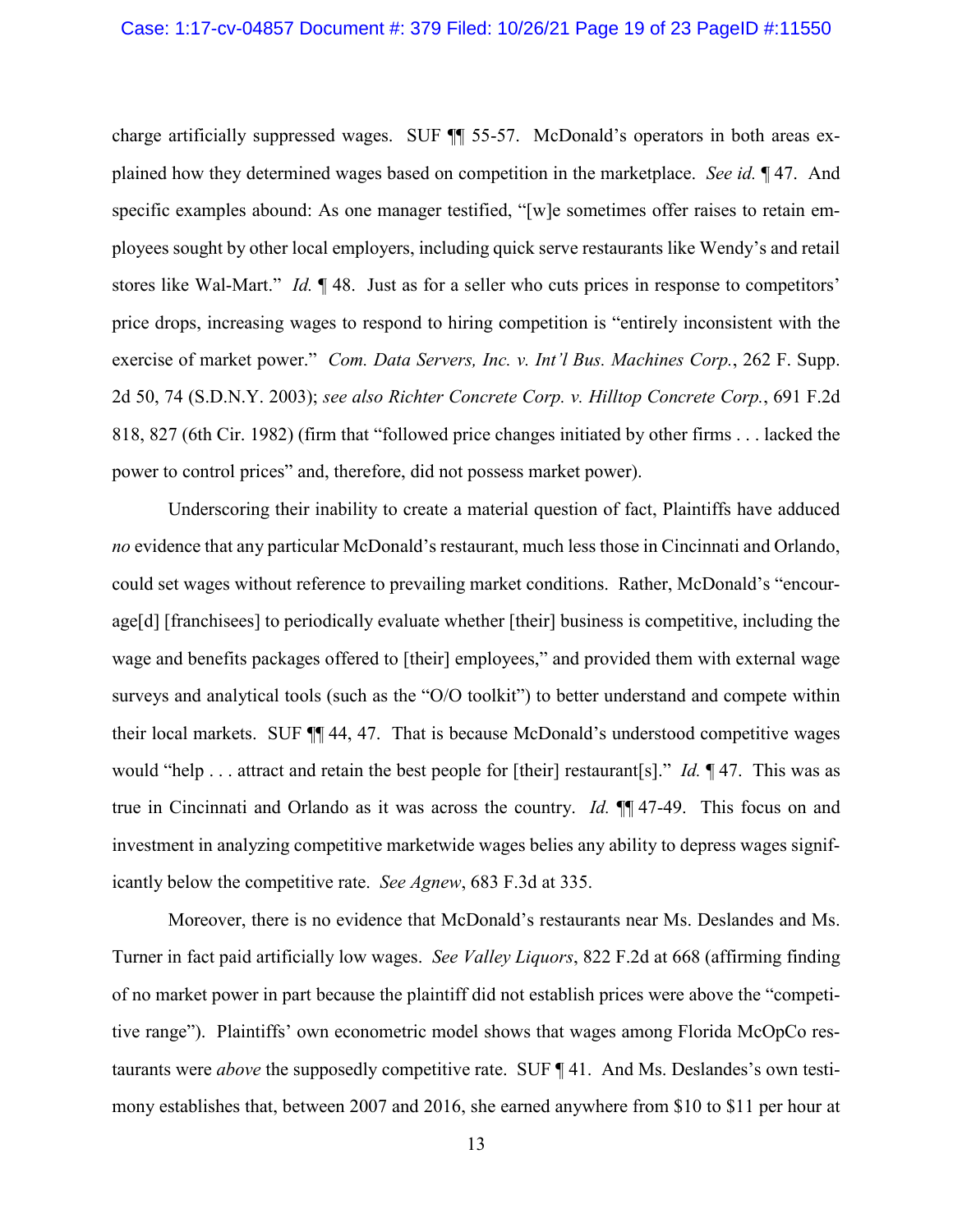charge artificially suppressed wages. SUF ¶¶ 55-57. McDonald's operators in both areas explained how they determined wages based on competition in the marketplace. *See id.* ¶ 47. And specific examples abound: As one manager testified, "[w]e sometimes offer raises to retain employees sought by other local employers, including quick serve restaurants like Wendy's and retail stores like Wal-Mart." *Id.* ¶ 48. Just as for a seller who cuts prices in response to competitors' price drops, increasing wages to respond to hiring competition is "entirely inconsistent with the exercise of market power." *Com. Data Servers, Inc. v. Int'l Bus. Machines Corp.*, 262 F. Supp. 2d 50, 74 (S.D.N.Y. 2003); *see also Richter Concrete Corp. v. Hilltop Concrete Corp.*, 691 F.2d 818, 827 (6th Cir. 1982) (firm that "followed price changes initiated by other firms . . . lacked the power to control prices" and, therefore, did not possess market power).

Underscoring their inability to create a material question of fact, Plaintiffs have adduced *no* evidence that any particular McDonald's restaurant, much less those in Cincinnati and Orlando, could set wages without reference to prevailing market conditions. Rather, McDonald's "encourage[d] [franchisees] to periodically evaluate whether [their] business is competitive, including the wage and benefits packages offered to [their] employees," and provided them with external wage surveys and analytical tools (such as the "O/O toolkit") to better understand and compete within their local markets. SUF ¶¶ 44, 47. That is because McDonald's understood competitive wages would "help . . . attract and retain the best people for [their] restaurant[s]." *Id.* ¶ 47. This was as true in Cincinnati and Orlando as it was across the country. *Id.* ¶¶ 47-49. This focus on and investment in analyzing competitive marketwide wages belies any ability to depress wages significantly below the competitive rate. *See Agnew*, 683 F.3d at 335.

Moreover, there is no evidence that McDonald's restaurants near Ms. Deslandes and Ms. Turner in fact paid artificially low wages. *See Valley Liquors*, 822 F.2d at 668 (affirming finding of no market power in part because the plaintiff did not establish prices were above the "competitive range"). Plaintiffs' own econometric model shows that wages among Florida McOpCo restaurants were *above* the supposedly competitive rate. SUF ¶ 41. And Ms. Deslandes's own testimony establishes that, between 2007 and 2016, she earned anywhere from $10 to $11 per hour at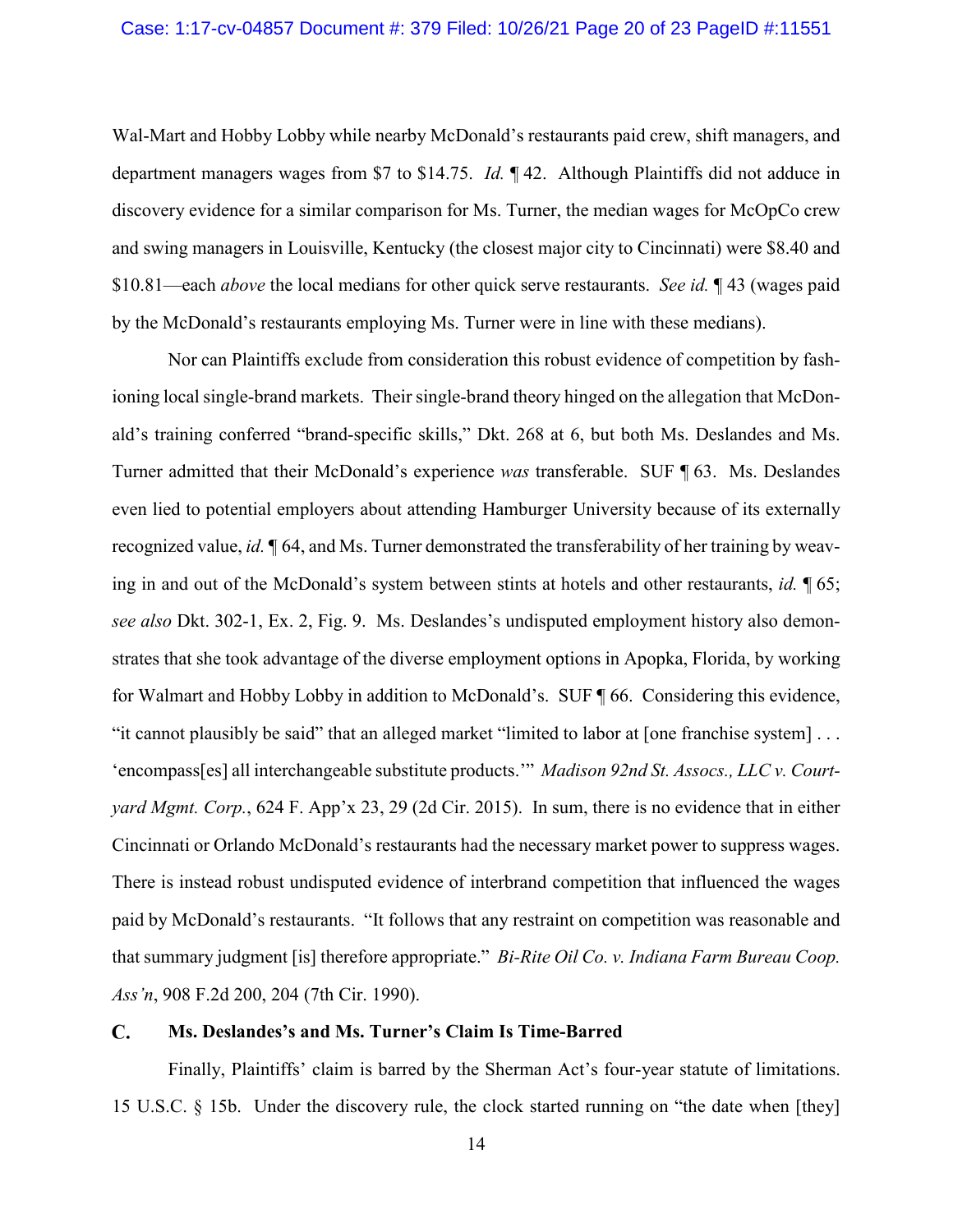Wal-Mart and Hobby Lobby while nearby McDonald's restaurants paid crew, shift managers, and department managers wages from $7 to $14.75. *Id.* ¶ 42. Although Plaintiffs did not adduce in discovery evidence for a similar comparison for Ms. Turner, the median wages for McOpCo crew and swing managers in Louisville, Kentucky (the closest major city to Cincinnati) were $8.40 and $10.81—each *above* the local medians for other quick serve restaurants. *See id.* ¶ 43 (wages paid by the McDonald's restaurants employing Ms. Turner were in line with these medians).

Nor can Plaintiffs exclude from consideration this robust evidence of competition by fashioning local single-brand markets. Their single-brand theory hinged on the allegation that McDonald's training conferred "brand-specific skills," Dkt. 268 at 6, but both Ms. Deslandes and Ms. Turner admitted that their McDonald's experience *was* transferable. SUF ¶ 63. Ms. Deslandes even lied to potential employers about attending Hamburger University because of its externally recognized value, *id.* ¶ 64, and Ms. Turner demonstrated the transferability of her training by weaving in and out of the McDonald's system between stints at hotels and other restaurants, *id.* ¶ 65; *see also* Dkt. 302-1, Ex. 2, Fig. 9. Ms. Deslandes's undisputed employment history also demonstrates that she took advantage of the diverse employment options in Apopka, Florida, by working for Walmart and Hobby Lobby in addition to McDonald's. SUF ¶ 66. Considering this evidence, "it cannot plausibly be said" that an alleged market "limited to labor at [one franchise system] . . . 'encompass[es] all interchangeable substitute products.'" *Madison 92nd St. Assocs., LLC v. Courtyard Mgmt. Corp.*, 624 F. App'x 23, 29 (2d Cir. 2015). In sum, there is no evidence that in either Cincinnati or Orlando McDonald's restaurants had the necessary market power to suppress wages. There is instead robust undisputed evidence of interbrand competition that influenced the wages paid by McDonald's restaurants. "It follows that any restraint on competition was reasonable and that summary judgment [is] therefore appropriate." *Bi-Rite Oil Co. v. Indiana Farm Bureau Coop. Ass'n*, 908 F.2d 200, 204 (7th Cir. 1990).

### C. Ms. Deslandes's and Ms. Turner's Claim Is Time-Barred

Finally, Plaintiffs' claim is barred by the Sherman Act's four-year statute of limitations. 15 U.S.C. § 15b. Under the discovery rule, the clock started running on "the date when [they]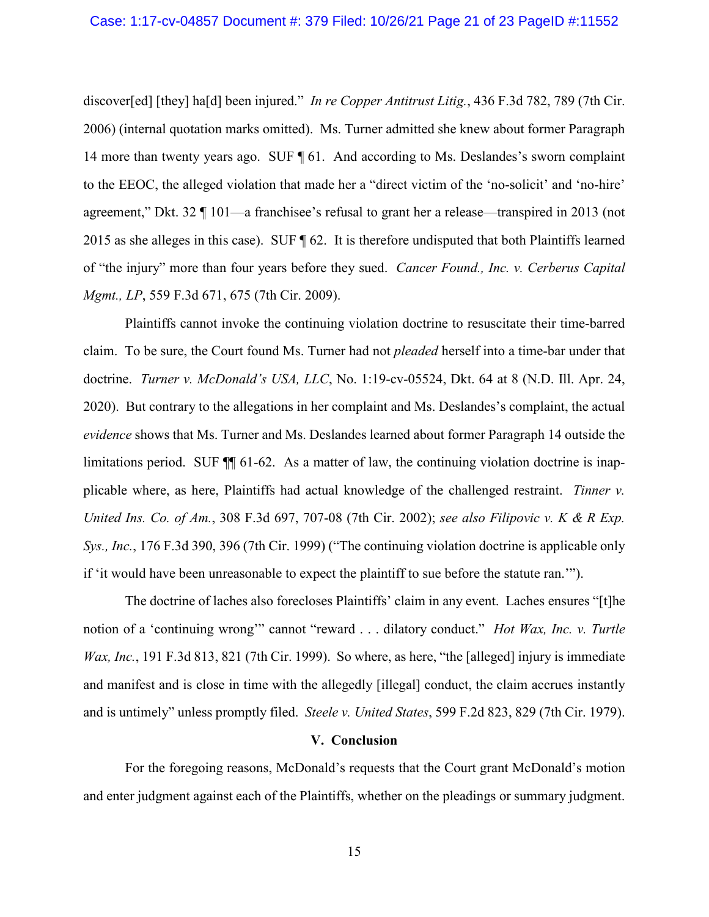discover[ed] [they] ha[d] been injured." *In re Copper Antitrust Litig.*, 436 F.3d 782, 789 (7th Cir. 2006) (internal quotation marks omitted). Ms. Turner admitted she knew about former Paragraph 14 more than twenty years ago. SUF ¶ 61. And according to Ms. Deslandes's sworn complaint to the EEOC, the alleged violation that made her a "direct victim of the 'no-solicit' and 'no-hire' agreement," Dkt. 32 ¶ 101—a franchisee's refusal to grant her a release—transpired in 2013 (not 2015 as she alleges in this case). SUF ¶ 62. It is therefore undisputed that both Plaintiffs learned of "the injury" more than four years before they sued. *Cancer Found., Inc. v. Cerberus Capital Mgmt., LP*, 559 F.3d 671, 675 (7th Cir. 2009).

Plaintiffs cannot invoke the continuing violation doctrine to resuscitate their time-barred claim. To be sure, the Court found Ms. Turner had not *pleaded* herself into a time-bar under that doctrine. *Turner v. McDonald's USA, LLC*, No. 1:19-cv-05524, Dkt. 64 at 8 (N.D. Ill. Apr. 24, 2020). But contrary to the allegations in her complaint and Ms. Deslandes's complaint, the actual *evidence* shows that Ms. Turner and Ms. Deslandes learned about former Paragraph 14 outside the limitations period. SUF ¶¶ 61-62. As a matter of law, the continuing violation doctrine is inapplicable where, as here, Plaintiffs had actual knowledge of the challenged restraint. *Tinner v. United Ins. Co. of Am.*, 308 F.3d 697, 707-08 (7th Cir. 2002); *see also Filipovic v. K & R Exp. Sys., Inc.*, 176 F.3d 390, 396 (7th Cir. 1999) ("The continuing violation doctrine is applicable only if 'it would have been unreasonable to expect the plaintiff to sue before the statute ran.'").

The doctrine of laches also forecloses Plaintiffs' claim in any event. Laches ensures "[t]he notion of a 'continuing wrong'" cannot "reward . . . dilatory conduct." *Hot Wax, Inc. v. Turtle Wax, Inc.*, 191 F.3d 813, 821 (7th Cir. 1999). So where, as here, "the [alleged] injury is immediate and manifest and is close in time with the allegedly [illegal] conduct, the claim accrues instantly and is untimely" unless promptly filed. *Steele v. United States*, 599 F.2d 823, 829 (7th Cir. 1979).

## V. Conclusion

For the foregoing reasons, McDonald's requests that the Court grant McDonald's motion and enter judgment against each of the Plaintiffs, whether on the pleadings or summary judgment.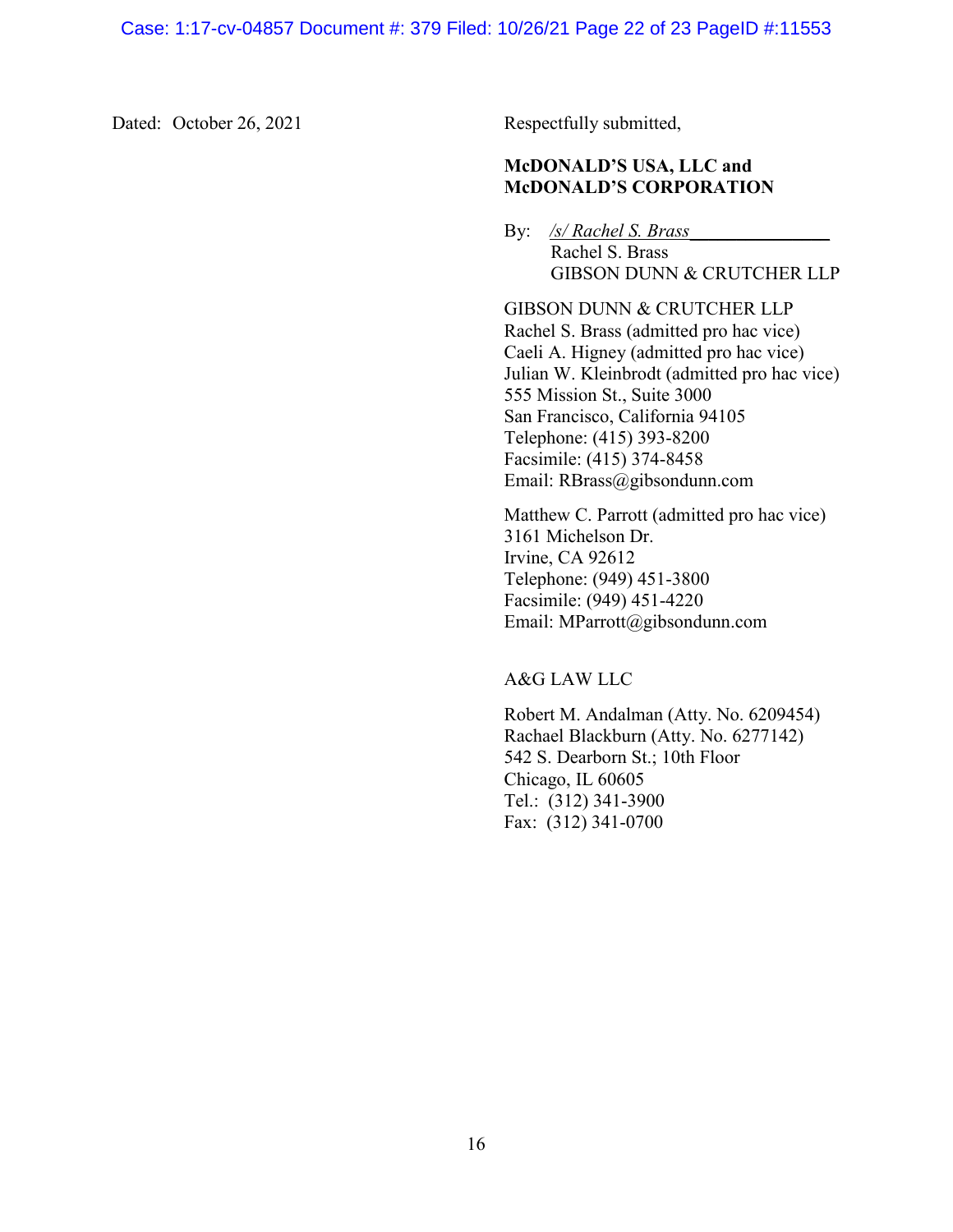Dated: October 26, 2021

Respectfully submitted,

**McDONALD'S USA, LLC and McDONALD'S CORPORATION**

By: */s/ Rachel S. Brass*
Rachel S. Brass
GIBSON DUNN & CRUTCHER LLP

GIBSON DUNN & CRUTCHER LLP
Rachel S. Brass (admitted pro hac vice)
Caeli A. Higney (admitted pro hac vice)
Julian W. Kleinbrodt (admitted pro hac vice)
555 Mission St., Suite 3000
San Francisco, California 94105
Telephone: (415) 393-8200
Facsimile: (415) 374-8458
Email: RBrass@gibsondunn.com

Matthew C. Parrott (admitted pro hac vice)
3161 Michelson Dr.
Irvine, CA 92612
Telephone: (949) 451-3800
Facsimile: (949) 451-4220
Email: MParrott@gibsondunn.com

A&G LAW LLC

Robert M. Andalman (Atty. No. 6209454)
Rachael Blackburn (Atty. No. 6277142)
542 S. Dearborn St.; 10th Floor
Chicago, IL 60605
Tel.: (312) 341-3900
Fax: (312) 341-0700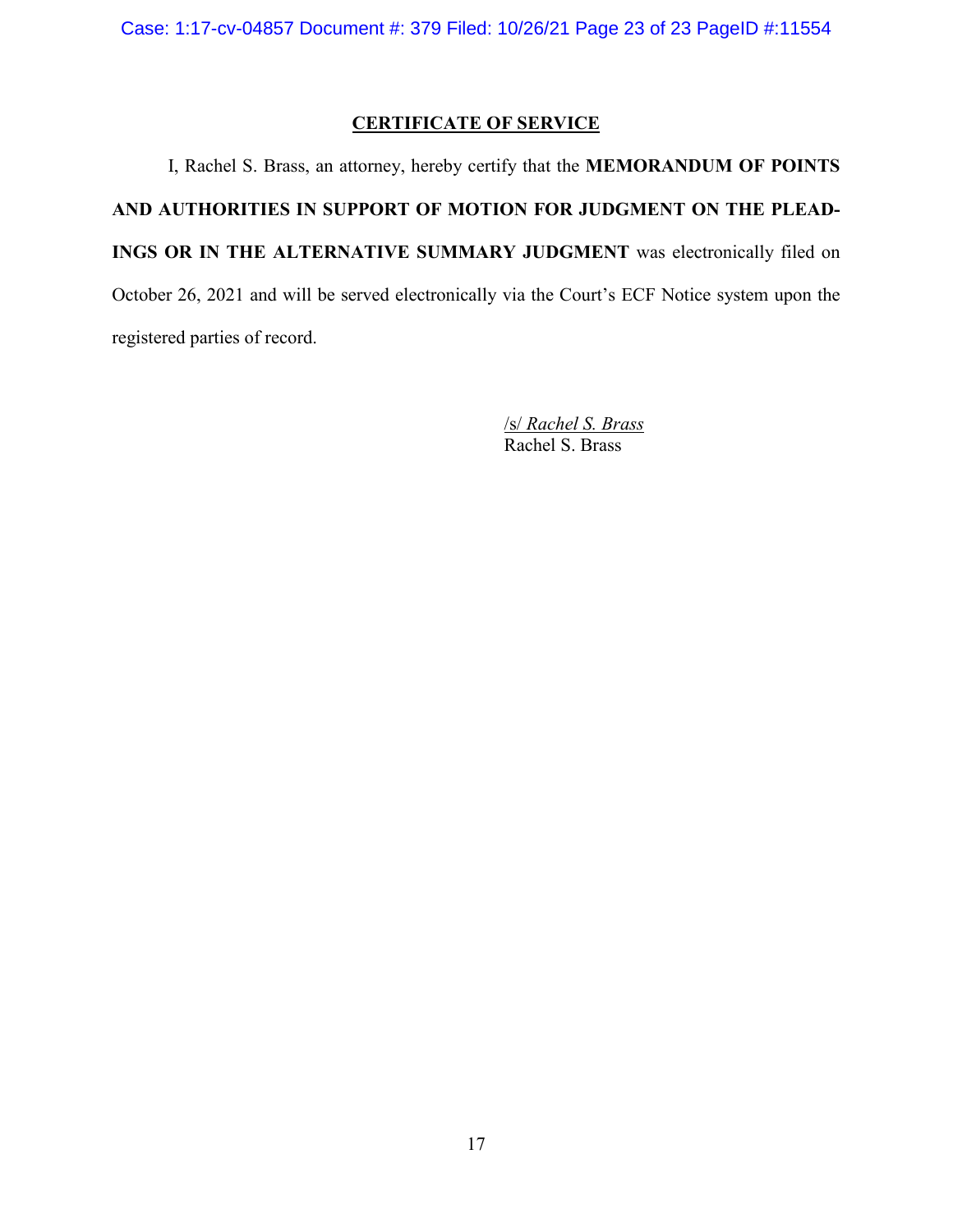## CERTIFICATE OF SERVICE

I, Rachel S. Brass, an attorney, hereby certify that the **MEMORANDUM OF POINTS AND AUTHORITIES IN SUPPORT OF MOTION FOR JUDGMENT ON THE PLEADINGS OR IN THE ALTERNATIVE SUMMARY JUDGMENT** was electronically filed on October 26, 2021 and will be served electronically via the Court's ECF Notice system upon the registered parties of record.

/s/ *Rachel S. Brass*
Rachel S. Brass